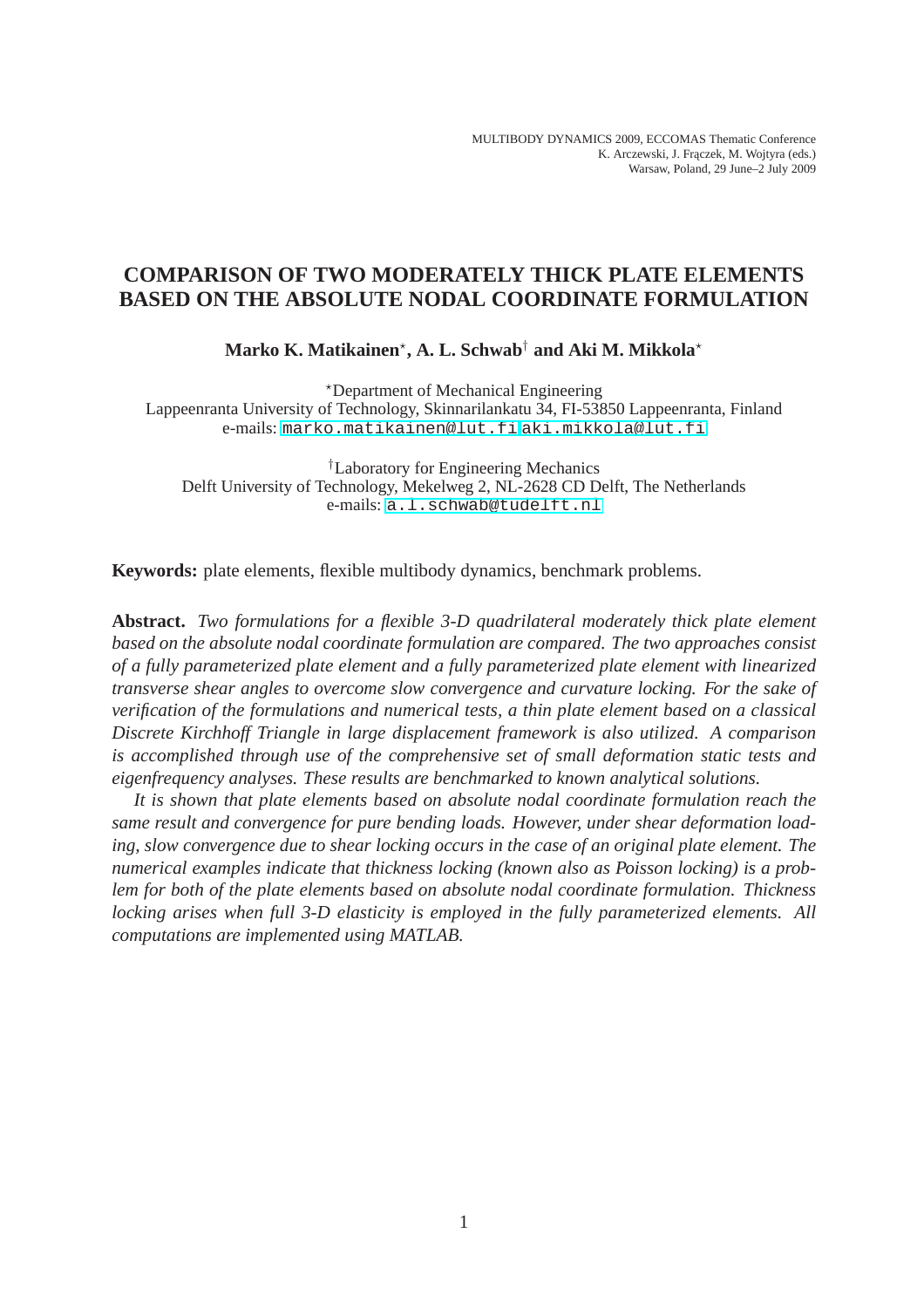MULTIBODY DYNAMICS 2009, ECCOMAS Thematic Conference
K. Arczewski, J. Frączek, M. Wojtyra (eds.)
Warsaw, Poland, 29 June–2 July 2009

# COMPARISON OF TWO MODERATELY THICK PLATE ELEMENTS BASED ON THE ABSOLUTE NODAL COORDINATE FORMULATION

**Marko K. Matikainen[⋆], A. L. Schwab[†] and Aki M. Mikkola[⋆]**

[⋆]Department of Mechanical Engineering
Lappeenranta University of Technology, Skinnarilankatu 34, FI-53850 Lappeenranta, Finland
e-mails: marko.matikainen@lut.fi,aki.mikkola@lut.fi

[†]Laboratory for Engineering Mechanics
Delft University of Technology, Mekelweg 2, NL-2628 CD Delft, The Netherlands
e-mails: a.l.schwab@tudelft.nl

**Keywords:** plate elements, flexible multibody dynamics, benchmark problems.

**Abstract.** *Two formulations for a flexible 3-D quadrilateral moderately thick plate element based on the absolute nodal coordinate formulation are compared. The two approaches consist of a fully parameterized plate element and a fully parameterized plate element with linearized transverse shear angles to overcome slow convergence and curvature locking. For the sake of verification of the formulations and numerical tests, a thin plate element based on a classical Discrete Kirchhoff Triangle in large displacement framework is also utilized. A comparison is accomplished through use of the comprehensive set of small deformation static tests and eigenfrequency analyses. These results are benchmarked to known analytical solutions.*

*It is shown that plate elements based on absolute nodal coordinate formulation reach the same result and convergence for pure bending loads. However, under shear deformation loading, slow convergence due to shear locking occurs in the case of an original plate element. The numerical examples indicate that thickness locking (known also as Poisson locking) is a problem for both of the plate elements based on absolute nodal coordinate formulation. Thickness locking arises when full 3-D elasticity is employed in the fully parameterized elements. All computations are implemented using MATLAB.*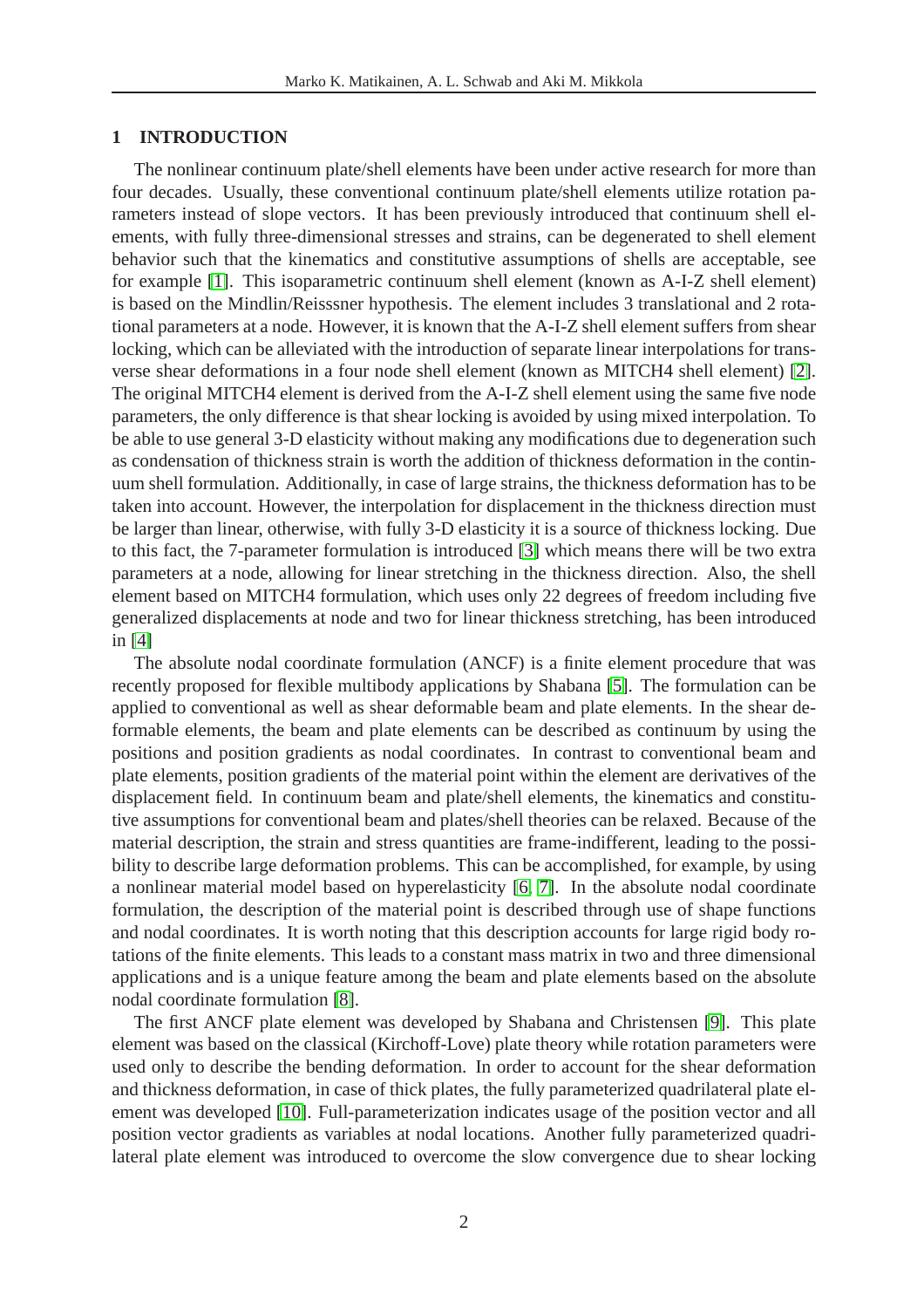## 1 INTRODUCTION

The nonlinear continuum plate/shell elements have been under active research for more than four decades. Usually, these conventional continuum plate/shell elements utilize rotation parameters instead of slope vectors. It has been previously introduced that continuum shell elements, with fully three-dimensional stresses and strains, can be degenerated to shell element behavior such that the kinematics and constitutive assumptions of shells are acceptable, see for example [1]. This isoparametric continuum shell element (known as A-I-Z shell element) is based on the Mindlin/Reisssner hypothesis. The element includes 3 translational and 2 rotational parameters at a node. However, it is known that the A-I-Z shell element suffers from shear locking, which can be alleviated with the introduction of separate linear interpolations for transverse shear deformations in a four node shell element (known as MITCH4 shell element) [2]. The original MITCH4 element is derived from the A-I-Z shell element using the same five node parameters, the only difference is that shear locking is avoided by using mixed interpolation. To be able to use general 3-D elasticity without making any modifications due to degeneration such as condensation of thickness strain is worth the addition of thickness deformation in the continuum shell formulation. Additionally, in case of large strains, the thickness deformation has to be taken into account. However, the interpolation for displacement in the thickness direction must be larger than linear, otherwise, with fully 3-D elasticity it is a source of thickness locking. Due to this fact, the 7-parameter formulation is introduced [3] which means there will be two extra parameters at a node, allowing for linear stretching in the thickness direction. Also, the shell element based on MITCH4 formulation, which uses only 22 degrees of freedom including five generalized displacements at node and two for linear thickness stretching, has been introduced in [4]

The absolute nodal coordinate formulation (ANCF) is a finite element procedure that was recently proposed for flexible multibody applications by Shabana [5]. The formulation can be applied to conventional as well as shear deformable beam and plate elements. In the shear deformable elements, the beam and plate elements can be described as continuum by using the positions and position gradients as nodal coordinates. In contrast to conventional beam and plate elements, position gradients of the material point within the element are derivatives of the displacement field. In continuum beam and plate/shell elements, the kinematics and constitutive assumptions for conventional beam and plates/shell theories can be relaxed. Because of the material description, the strain and stress quantities are frame-indifferent, leading to the possibility to describe large deformation problems. This can be accomplished, for example, by using a nonlinear material model based on hyperelasticity [6, 7]. In the absolute nodal coordinate formulation, the description of the material point is described through use of shape functions and nodal coordinates. It is worth noting that this description accounts for large rigid body rotations of the finite elements. This leads to a constant mass matrix in two and three dimensional applications and is a unique feature among the beam and plate elements based on the absolute nodal coordinate formulation [8].

The first ANCF plate element was developed by Shabana and Christensen [9]. This plate element was based on the classical (Kirchoff-Love) plate theory while rotation parameters were used only to describe the bending deformation. In order to account for the shear deformation and thickness deformation, in case of thick plates, the fully parameterized quadrilateral plate element was developed [10]. Full-parameterization indicates usage of the position vector and all position vector gradients as variables at nodal locations. Another fully parameterized quadrilateral plate element was introduced to overcome the slow convergence due to shear locking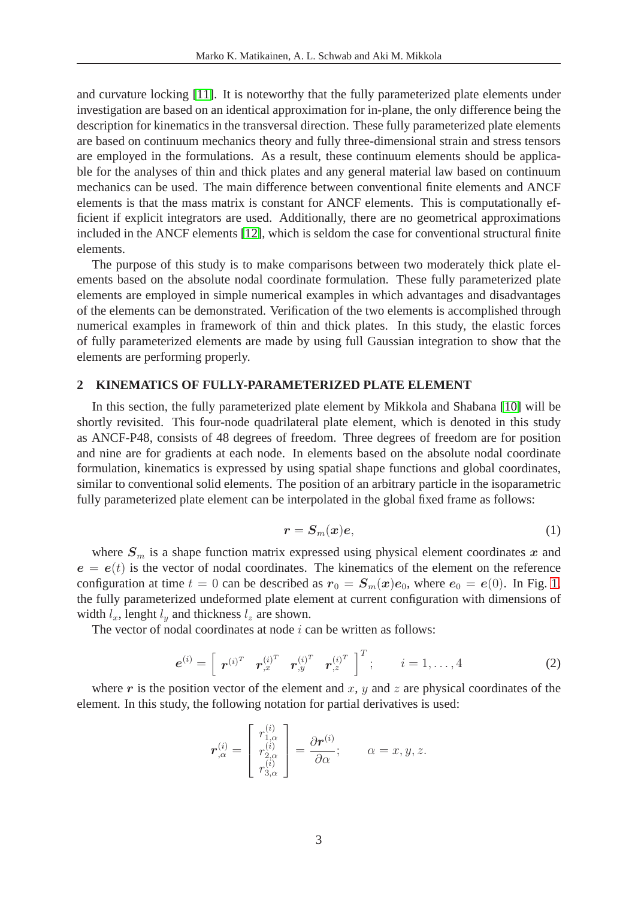and curvature locking [11]. It is noteworthy that the fully parameterized plate elements under investigation are based on an identical approximation for in-plane, the only difference being the description for kinematics in the transversal direction. These fully parameterized plate elements are based on continuum mechanics theory and fully three-dimensional strain and stress tensors are employed in the formulations. As a result, these continuum elements should be applicable for the analyses of thin and thick plates and any general material law based on continuum mechanics can be used. The main difference between conventional finite elements and ANCF elements is that the mass matrix is constant for ANCF elements. This is computationally efficient if explicit integrators are used. Additionally, there are no geometrical approximations included in the ANCF elements [12], which is seldom the case for conventional structural finite elements.

The purpose of this study is to make comparisons between two moderately thick plate elements based on the absolute nodal coordinate formulation. These fully parameterized plate elements are employed in simple numerical examples in which advantages and disadvantages of the elements can be demonstrated. Verification of the two elements is accomplished through numerical examples in framework of thin and thick plates. In this study, the elastic forces of fully parameterized elements are made by using full Gaussian integration to show that the elements are performing properly.

## 2 KINEMATICS OF FULLY-PARAMETERIZED PLATE ELEMENT

In this section, the fully parameterized plate element by Mikkola and Shabana [10] will be shortly revisited. This four-node quadrilateral plate element, which is denoted in this study as ANCF-P48, consists of 48 degrees of freedom. Three degrees of freedom are for position and nine are for gradients at each node. In elements based on the absolute nodal coordinate formulation, kinematics is expressed by using spatial shape functions and global coordinates, similar to conventional solid elements. The position of an arbitrary particle in the isoparametric fully parameterized plate element can be interpolated in the global fixed frame as follows:

$$\boldsymbol{r} = \boldsymbol{S}_m(\boldsymbol{x})\boldsymbol{e}, \tag{1}$$

where $\boldsymbol{S}_m$ is a shape function matrix expressed using physical element coordinates $\boldsymbol{x}$ and $\boldsymbol{e} = \boldsymbol{e}(t)$ is the vector of nodal coordinates. The kinematics of the element on the reference configuration at time $t = 0$ can be described as $\boldsymbol{r}_0 = \boldsymbol{S}_m(\boldsymbol{x})\boldsymbol{e}_0$, where $\boldsymbol{e}_0 = \boldsymbol{e}(0)$. In Fig. 1, the fully parameterized undeformed plate element at current configuration with dimensions of width $l_x$, lenght $l_y$ and thickness $l_z$ are shown.

The vector of nodal coordinates at node $i$ can be written as follows:

$$\boldsymbol{e}^{(i)} = \begin{bmatrix} \boldsymbol{r}^{(i)T} & \boldsymbol{r}_{,x}^{(i)T} & \boldsymbol{r}_{,y}^{(i)T} & \boldsymbol{r}_{,z}^{(i)T} \end{bmatrix}^T; \qquad i = 1, \dots, 4 \tag{2}$$

where $\boldsymbol{r}$ is the position vector of the element and $x$, $y$ and $z$ are physical coordinates of the element. In this study, the following notation for partial derivatives is used:

$$\boldsymbol{r}_{,\alpha}^{(i)} = \begin{bmatrix} r_{1,\alpha}^{(i)} \\ r_{2,\alpha}^{(i)} \\ r_{3,\alpha}^{(i)} \end{bmatrix} = \frac{\partial \boldsymbol{r}^{(i)}}{\partial \alpha}; \qquad \alpha = x, y, z.$$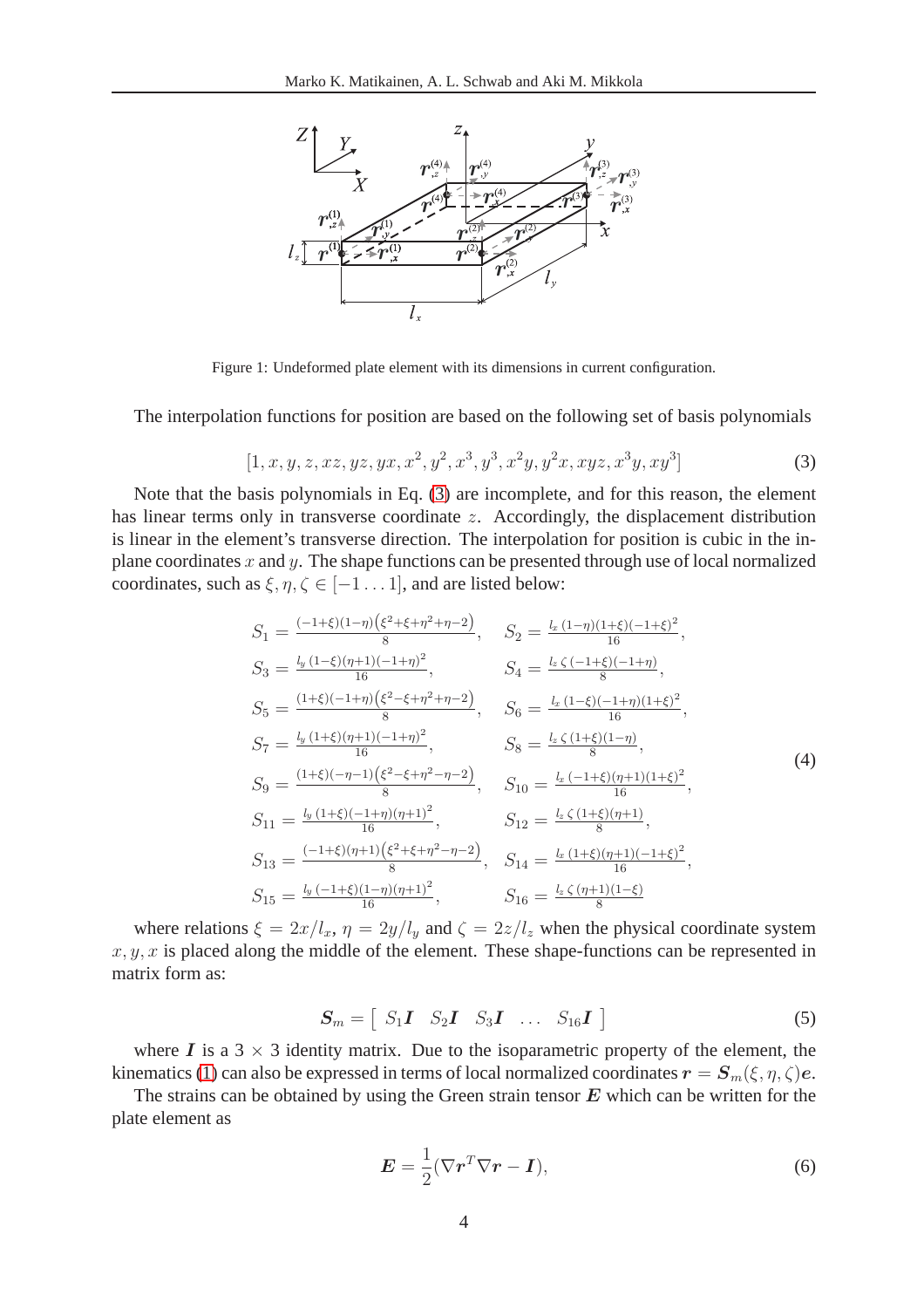Figure 1: Undeformed plate element with its dimensions in current configuration.

The interpolation functions for position are based on the following set of basis polynomials

$$[1, x, y, z, xz, yz, yx, x^2, y^2, x^3, y^3, x^2y, y^2x, xyz, x^3y, xy^3] \tag{3}$$

Note that the basis polynomials in Eq. (3) are incomplete, and for this reason, the element has linear terms only in transverse coordinate $z$. Accordingly, the displacement distribution is linear in the element's transverse direction. The interpolation for position is cubic in the in-plane coordinates $x$ and $y$. The shape functions can be presented through use of local normalized coordinates, such as $\xi, \eta, \zeta \in [-1 \dots 1]$, and are listed below:

$$\begin{aligned}
S_1 &= \tfrac{(-1+\xi)(1-\eta)\left(\xi^2+\xi+\eta^2+\eta-2\right)}{8}, & S_2 &= \tfrac{l_x\,(1-\eta)(1+\xi)(-1+\xi)^2}{16},\\
S_3 &= \tfrac{l_y\,(1-\xi)(\eta+1)(-1+\eta)^2}{16}, & S_4 &= \tfrac{l_z\,\zeta\,(-1+\xi)(-1+\eta)}{8},\\
S_5 &= \tfrac{(1+\xi)(-1+\eta)\left(\xi^2-\xi+\eta^2+\eta-2\right)}{8}, & S_6 &= \tfrac{l_x\,(1-\xi)(-1+\eta)(1+\xi)^2}{16},\\
S_7 &= \tfrac{l_y\,(1+\xi)(\eta+1)(-1+\eta)^2}{16}, & S_8 &= \tfrac{l_z\,\zeta\,(1+\xi)(1-\eta)}{8},\\
S_9 &= \tfrac{(1+\xi)(-\eta-1)\left(\xi^2-\xi+\eta^2-\eta-2\right)}{8}, & S_{10} &= \tfrac{l_x\,(-1+\xi)(\eta+1)(1+\xi)^2}{16},\\
S_{11} &= \tfrac{l_y\,(1+\xi)(-1+\eta)(\eta+1)^2}{16}, & S_{12} &= \tfrac{l_z\,\zeta\,(1+\xi)(\eta+1)}{8},\\
S_{13} &= \tfrac{(-1+\xi)(\eta+1)\left(\xi^2+\xi+\eta^2-\eta-2\right)}{8}, & S_{14} &= \tfrac{l_x\,(1+\xi)(\eta+1)(-1+\xi)^2}{16},\\
S_{15} &= \tfrac{l_y\,(-1+\xi)(1-\eta)(\eta+1)^2}{16}, & S_{16} &= \tfrac{l_z\,\zeta\,(\eta+1)(1-\xi)}{8}
\end{aligned} \tag{4}$$

where relations $\xi = 2x/l_x$, $\eta = 2y/l_y$ and $\zeta = 2z/l_z$ when the physical coordinate system $x, y, x$ is placed along the middle of the element. These shape-functions can be represented in matrix form as:

$$\boldsymbol{S}_m = \left[\; S_1\boldsymbol{I} \quad S_2\boldsymbol{I} \quad S_3\boldsymbol{I} \quad \dots \quad S_{16}\boldsymbol{I} \;\right] \tag{5}$$

where $\boldsymbol{I}$ is a $3 \times 3$ identity matrix. Due to the isoparametric property of the element, the kinematics (1) can also be expressed in terms of local normalized coordinates $\boldsymbol{r} = \boldsymbol{S}_m(\xi, \eta, \zeta)\boldsymbol{e}$.

The strains can be obtained by using the Green strain tensor $\boldsymbol{E}$ which can be written for the plate element as

$$\boldsymbol{E} = \frac{1}{2}(\nabla \boldsymbol{r}^T \nabla \boldsymbol{r} - \boldsymbol{I}), \tag{6}$$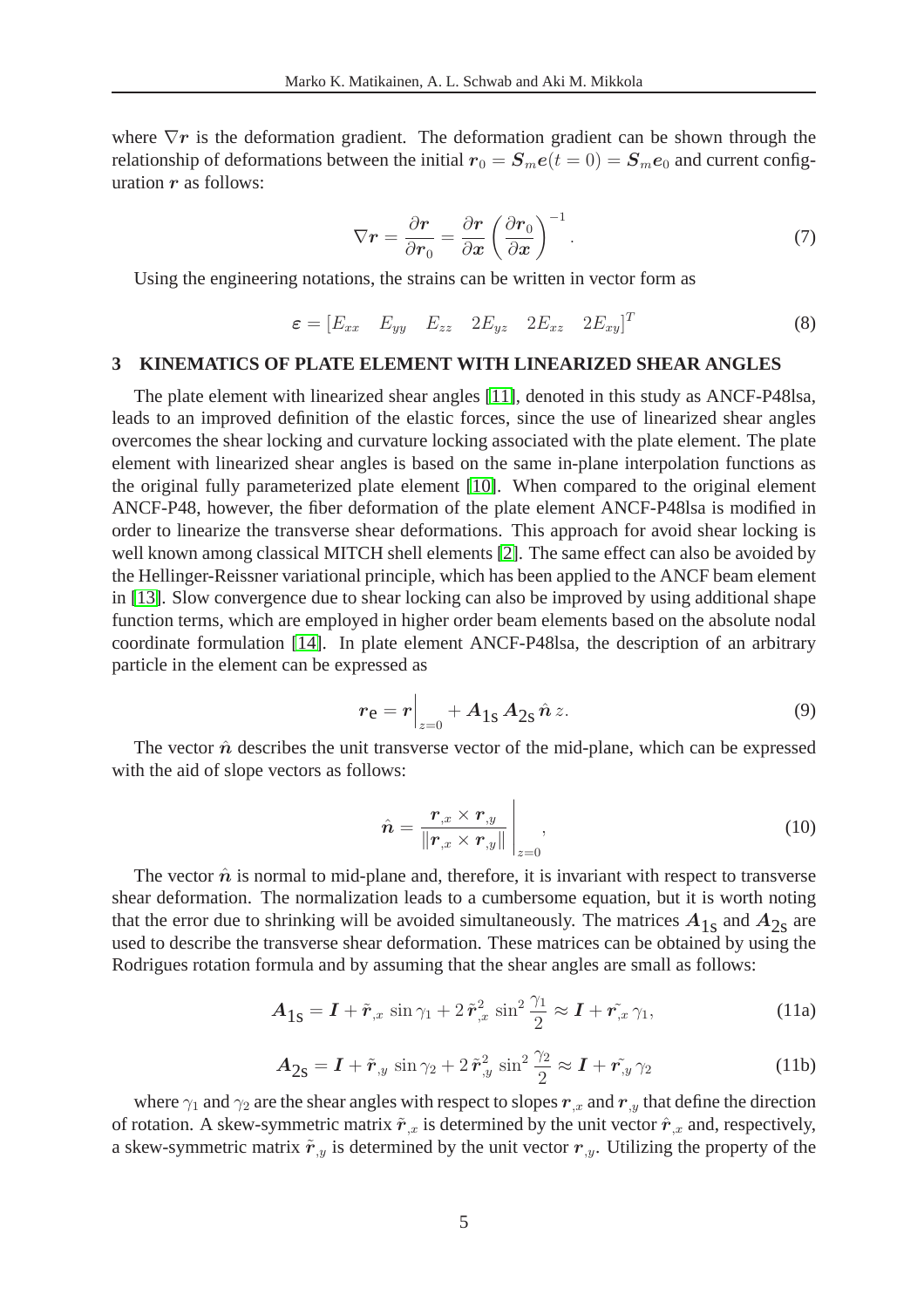where $\nabla \boldsymbol{r}$ is the deformation gradient. The deformation gradient can be shown through the relationship of deformations between the initial $\boldsymbol{r}_0 = \boldsymbol{S}_m \boldsymbol{e}(t=0) = \boldsymbol{S}_m \boldsymbol{e}_0$ and current configuration $\boldsymbol{r}$ as follows:

$$\nabla \boldsymbol{r} = \frac{\partial \boldsymbol{r}}{\partial \boldsymbol{r}_0} = \frac{\partial \boldsymbol{r}}{\partial \boldsymbol{x}} \left( \frac{\partial \boldsymbol{r}_0}{\partial \boldsymbol{x}} \right)^{-1}. \tag{7}$$

Using the engineering notations, the strains can be written in vector form as

$$\boldsymbol{\varepsilon} = \begin{bmatrix} E_{xx} & E_{yy} & E_{zz} & 2E_{yz} & 2E_{xz} & 2E_{xy} \end{bmatrix}^T \tag{8}$$

## 3 KINEMATICS OF PLATE ELEMENT WITH LINEARIZED SHEAR ANGLES

The plate element with linearized shear angles [11], denoted in this study as ANCF-P48lsa, leads to an improved definition of the elastic forces, since the use of linearized shear angles overcomes the shear locking and curvature locking associated with the plate element. The plate element with linearized shear angles is based on the same in-plane interpolation functions as the original fully parameterized plate element [10]. When compared to the original element ANCF-P48, however, the fiber deformation of the plate element ANCF-P48lsa is modified in order to linearize the transverse shear deformations. This approach for avoid shear locking is well known among classical MITCH shell elements [2]. The same effect can also be avoided by the Hellinger-Reissner variational principle, which has been applied to the ANCF beam element in [13]. Slow convergence due to shear locking can also be improved by using additional shape function terms, which are employed in higher order beam elements based on the absolute nodal coordinate formulation [14]. In plate element ANCF-P48lsa, the description of an arbitrary particle in the element can be expressed as

$$\boldsymbol{r}_{\mathrm{e}} = \boldsymbol{r}\Big|_{z=0} + \boldsymbol{A}_{1\mathrm{s}}\, \boldsymbol{A}_{2\mathrm{s}}\, \hat{\boldsymbol{n}}\, z. \tag{9}$$

The vector $\hat{\boldsymbol{n}}$ describes the unit transverse vector of the mid-plane, which can be expressed with the aid of slope vectors as follows:

$$\hat{\boldsymbol{n}} = \frac{\boldsymbol{r}_{,x} \times \boldsymbol{r}_{,y}}{\|\boldsymbol{r}_{,x} \times \boldsymbol{r}_{,y}\|}\Bigg|_{z=0}, \tag{10}$$

The vector $\hat{\boldsymbol{n}}$ is normal to mid-plane and, therefore, it is invariant with respect to transverse shear deformation. The normalization leads to a cumbersome equation, but it is worth noting that the error due to shrinking will be avoided simultaneously. The matrices $\boldsymbol{A}_{1\mathrm{s}}$ and $\boldsymbol{A}_{2\mathrm{s}}$ are used to describe the transverse shear deformation. These matrices can be obtained by using the Rodrigues rotation formula and by assuming that the shear angles are small as follows:

$$\boldsymbol{A}_{1\mathrm{s}} = \boldsymbol{I} + \tilde{\boldsymbol{r}}_{,x} \sin\gamma_1 + 2\,\tilde{\boldsymbol{r}}_{,x}^2 \sin^2\frac{\gamma_1}{2} \approx \boldsymbol{I} + \tilde{\boldsymbol{r}_{,x}}\,\gamma_1, \tag{11a}$$

$$\boldsymbol{A}_{2\mathrm{s}} = \boldsymbol{I} + \tilde{\boldsymbol{r}}_{,y} \sin\gamma_2 + 2\,\tilde{\boldsymbol{r}}_{,y}^2 \sin^2\frac{\gamma_2}{2} \approx \boldsymbol{I} + \tilde{\boldsymbol{r}_{,y}}\,\gamma_2 \tag{11b}$$

where $\gamma_1$ and $\gamma_2$ are the shear angles with respect to slopes $\boldsymbol{r}_{,x}$ and $\boldsymbol{r}_{,y}$ that define the direction of rotation. A skew-symmetric matrix $\tilde{\boldsymbol{r}}_{,x}$ is determined by the unit vector $\hat{\boldsymbol{r}}_{,x}$ and, respectively, a skew-symmetric matrix $\tilde{\boldsymbol{r}}_{,y}$ is determined by the unit vector $\boldsymbol{r}_{,y}$. Utilizing the property of the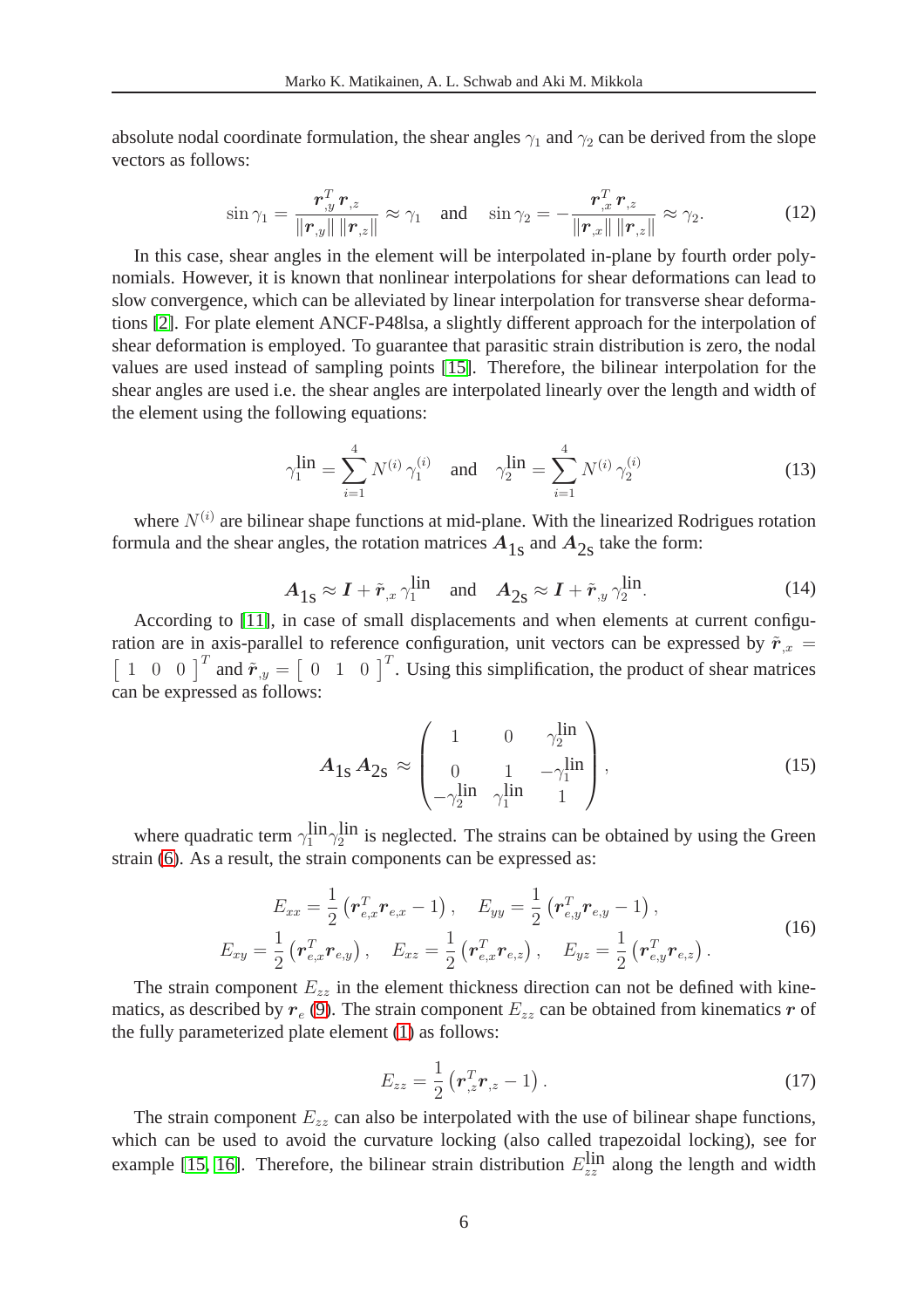absolute nodal coordinate formulation, the shear angles $\gamma_1$ and $\gamma_2$ can be derived from the slope vectors as follows:

$$\sin\gamma_1 = \frac{\boldsymbol{r}_{,y}^T\,\boldsymbol{r}_{,z}}{\|\boldsymbol{r}_{,y}\|\,\|\boldsymbol{r}_{,z}\|} \approx \gamma_1 \quad \text{and} \quad \sin\gamma_2 = -\frac{\boldsymbol{r}_{,x}^T\,\boldsymbol{r}_{,z}}{\|\boldsymbol{r}_{,x}\|\,\|\boldsymbol{r}_{,z}\|} \approx \gamma_2. \tag{12}$$

In this case, shear angles in the element will be interpolated in-plane by fourth order polynomials. However, it is known that nonlinear interpolations for shear deformations can lead to slow convergence, which can be alleviated by linear interpolation for transverse shear deformations [2]. For plate element ANCF-P48lsa, a slightly different approach for the interpolation of shear deformation is employed. To guarantee that parasitic strain distribution is zero, the nodal values are used instead of sampling points [15]. Therefore, the bilinear interpolation for the shear angles are used i.e. the shear angles are interpolated linearly over the length and width of the element using the following equations:

$$\gamma_1^{\text{lin}} = \sum_{i=1}^{4} N^{(i)}\,\gamma_1^{(i)} \quad \text{and} \quad \gamma_2^{\text{lin}} = \sum_{i=1}^{4} N^{(i)}\,\gamma_2^{(i)} \tag{13}$$

where $N^{(i)}$ are bilinear shape functions at mid-plane. With the linearized Rodrigues rotation formula and the shear angles, the rotation matrices $\boldsymbol{A}_{1\text{s}}$ and $\boldsymbol{A}_{2\text{s}}$ take the form:

$$\boldsymbol{A}_{1\text{s}} \approx \boldsymbol{I} + \tilde{\boldsymbol{r}}_{,x}\,\gamma_1^{\text{lin}} \quad \text{and} \quad \boldsymbol{A}_{2\text{s}} \approx \boldsymbol{I} + \tilde{\boldsymbol{r}}_{,y}\,\gamma_2^{\text{lin}}. \tag{14}$$

According to [11], in case of small displacements and when elements at current configuration are in axis-parallel to reference configuration, unit vectors can be expressed by $\tilde{\boldsymbol{r}}_{,x} = \left[\begin{array}{ccc} 1 & 0 & 0 \end{array}\right]^T$ and $\tilde{\boldsymbol{r}}_{,y} = \left[\begin{array}{ccc} 0 & 1 & 0 \end{array}\right]^T$. Using this simplification, the product of shear matrices can be expressed as follows:

$$\boldsymbol{A}_{1\text{s}}\,\boldsymbol{A}_{2\text{s}} \approx \begin{pmatrix} 1 & 0 & \gamma_2^{\text{lin}} \\ 0 & 1 & -\gamma_1^{\text{lin}} \\ -\gamma_2^{\text{lin}} & \gamma_1^{\text{lin}} & 1 \end{pmatrix}, \tag{15}$$

where quadratic term $\gamma_1^{\text{lin}}\gamma_2^{\text{lin}}$ is neglected. The strains can be obtained by using the Green strain (6). As a result, the strain components can be expressed as:

$$\begin{aligned} E_{xx} &= \frac{1}{2}\left(\boldsymbol{r}_{e,x}^T\boldsymbol{r}_{e,x} - 1\right), \quad E_{yy} = \frac{1}{2}\left(\boldsymbol{r}_{e,y}^T\boldsymbol{r}_{e,y} - 1\right), \\ E_{xy} &= \frac{1}{2}\left(\boldsymbol{r}_{e,x}^T\boldsymbol{r}_{e,y}\right), \quad E_{xz} = \frac{1}{2}\left(\boldsymbol{r}_{e,x}^T\boldsymbol{r}_{e,z}\right), \quad E_{yz} = \frac{1}{2}\left(\boldsymbol{r}_{e,y}^T\boldsymbol{r}_{e,z}\right). \end{aligned} \tag{16}$$

The strain component $E_{zz}$ in the element thickness direction can not be defined with kinematics, as described by $\boldsymbol{r}_e$ (9). The strain component $E_{zz}$ can be obtained from kinematics $\boldsymbol{r}$ of the fully parameterized plate element (1) as follows:

$$E_{zz} = \frac{1}{2}\left(\boldsymbol{r}_{,z}^T\boldsymbol{r}_{,z} - 1\right). \tag{17}$$

The strain component $E_{zz}$ can also be interpolated with the use of bilinear shape functions, which can be used to avoid the curvature locking (also called trapezoidal locking), see for example [15, 16]. Therefore, the bilinear strain distribution $E_{zz}^{\text{lin}}$ along the length and width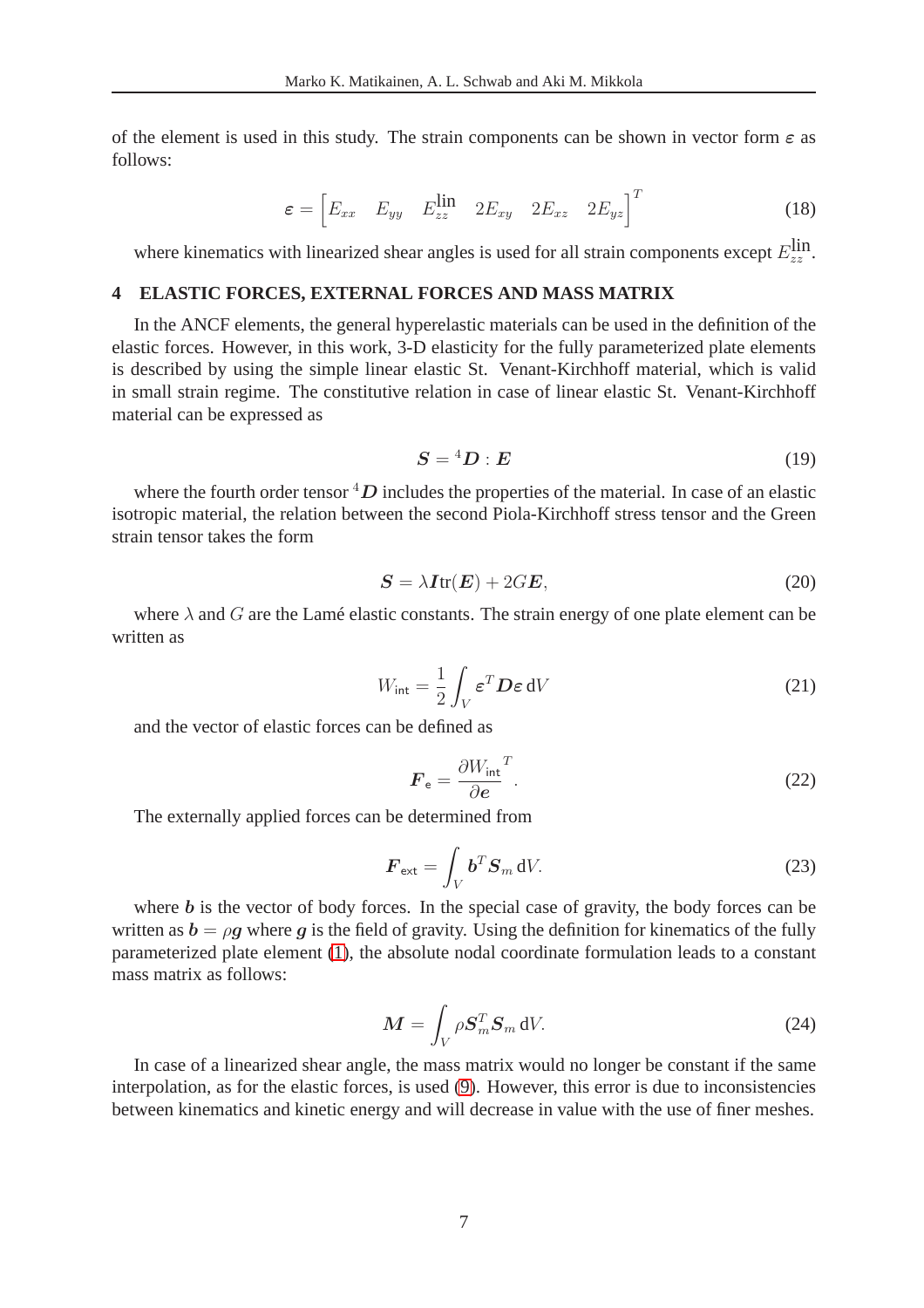of the element is used in this study. The strain components can be shown in vector form $\boldsymbol{\varepsilon}$ as follows:

$$\boldsymbol{\varepsilon} = \begin{bmatrix} E_{xx} & E_{yy} & E_{zz}^{\text{lin}} & 2E_{xy} & 2E_{xz} & 2E_{yz} \end{bmatrix}^T \tag{18}$$

where kinematics with linearized shear angles is used for all strain components except $E_{zz}^{\text{lin}}$.

## 4 ELASTIC FORCES, EXTERNAL FORCES AND MASS MATRIX

In the ANCF elements, the general hyperelastic materials can be used in the definition of the elastic forces. However, in this work, 3-D elasticity for the fully parameterized plate elements is described by using the simple linear elastic St. Venant-Kirchhoff material, which is valid in small strain regime. The constitutive relation in case of linear elastic St. Venant-Kirchhoff material can be expressed as

$$\boldsymbol{S} = {}^4\boldsymbol{D} : \boldsymbol{E} \tag{19}$$

where the fourth order tensor ${}^4\boldsymbol{D}$ includes the properties of the material. In case of an elastic isotropic material, the relation between the second Piola-Kirchhoff stress tensor and the Green strain tensor takes the form

$$\boldsymbol{S} = \lambda \boldsymbol{I} \operatorname{tr}(\boldsymbol{E}) + 2G\boldsymbol{E}, \tag{20}$$

where $\lambda$ and $G$ are the Lamé elastic constants. The strain energy of one plate element can be written as

$$W_{\text{int}} = \frac{1}{2} \int_V \boldsymbol{\varepsilon}^T \boldsymbol{D} \boldsymbol{\varepsilon} \, \mathrm{d}V \tag{21}$$

and the vector of elastic forces can be defined as

$$\boldsymbol{F}_{\text{e}} = \frac{\partial W_{\text{int}}}{\partial \boldsymbol{e}}^T. \tag{22}$$

The externally applied forces can be determined from

$$\boldsymbol{F}_{\text{ext}} = \int_V \boldsymbol{b}^T \boldsymbol{S}_m \, \mathrm{d}V. \tag{23}$$

where $\boldsymbol{b}$ is the vector of body forces. In the special case of gravity, the body forces can be written as $\boldsymbol{b} = \rho \boldsymbol{g}$ where $\boldsymbol{g}$ is the field of gravity. Using the definition for kinematics of the fully parameterized plate element (1), the absolute nodal coordinate formulation leads to a constant mass matrix as follows:

$$\boldsymbol{M} = \int_V \rho \boldsymbol{S}_m^T \boldsymbol{S}_m \, \mathrm{d}V. \tag{24}$$

In case of a linearized shear angle, the mass matrix would no longer be constant if the same interpolation, as for the elastic forces, is used (9). However, this error is due to inconsistencies between kinematics and kinetic energy and will decrease in value with the use of finer meshes.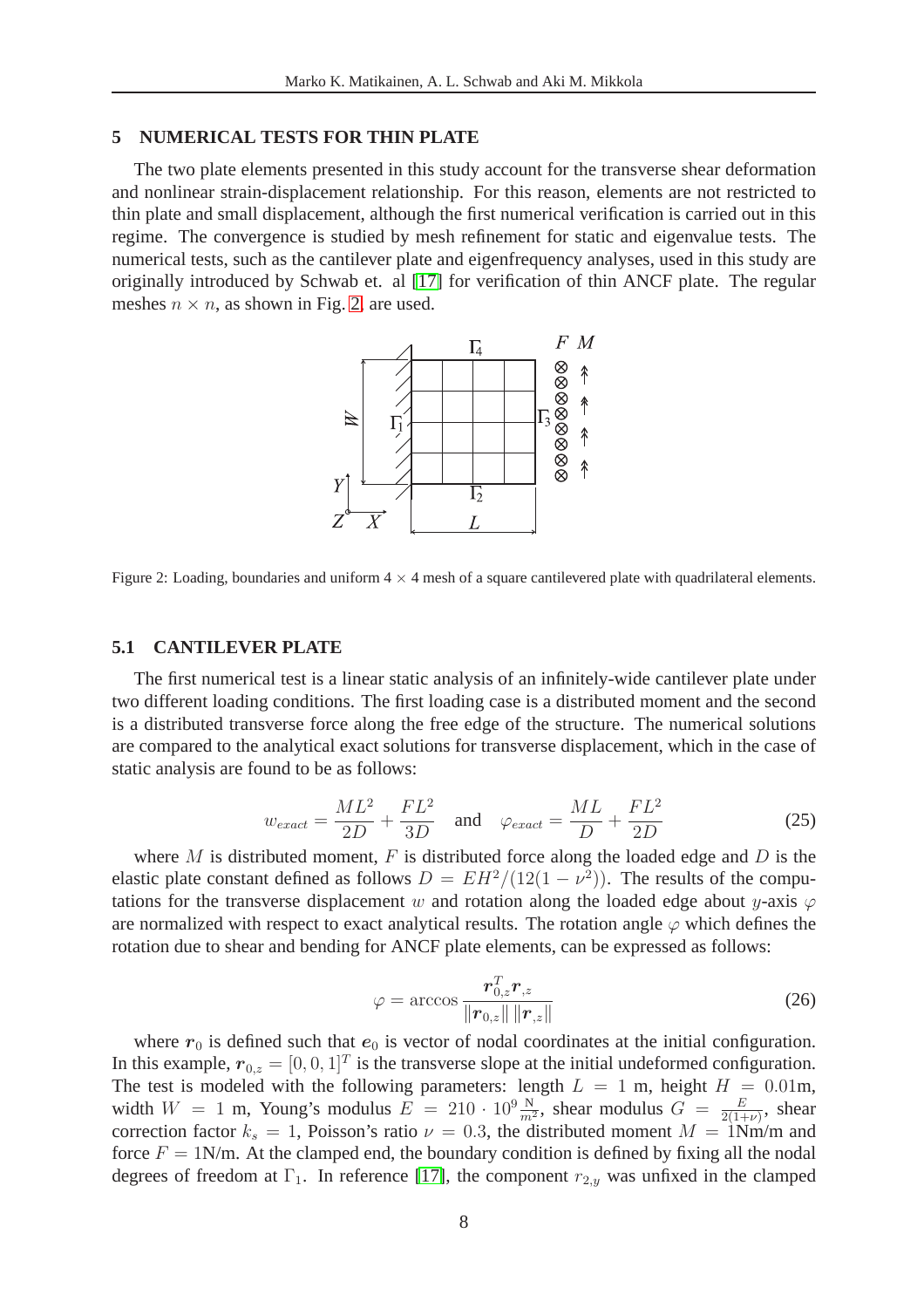## 5 NUMERICAL TESTS FOR THIN PLATE

The two plate elements presented in this study account for the transverse shear deformation and nonlinear strain-displacement relationship. For this reason, elements are not restricted to thin plate and small displacement, although the first numerical verification is carried out in this regime. The convergence is studied by mesh refinement for static and eigenvalue tests. The numerical tests, such as the cantilever plate and eigenfrequency analyses, used in this study are originally introduced by Schwab et. al [17] for verification of thin ANCF plate. The regular meshes $n \times n$, as shown in Fig. 2, are used.

Figure 2: Loading, boundaries and uniform $4 \times 4$ mesh of a square cantilevered plate with quadrilateral elements.

### 5.1 CANTILEVER PLATE

The first numerical test is a linear static analysis of an infinitely-wide cantilever plate under two different loading conditions. The first loading case is a distributed moment and the second is a distributed transverse force along the free edge of the structure. The numerical solutions are compared to the analytical exact solutions for transverse displacement, which in the case of static analysis are found to be as follows:

$$w_{exact} = \frac{ML^2}{2D} + \frac{FL^2}{3D} \quad \text{and} \quad \varphi_{exact} = \frac{ML}{D} + \frac{FL^2}{2D} \tag{25}$$

where $M$ is distributed moment, $F$ is distributed force along the loaded edge and $D$ is the elastic plate constant defined as follows $D = EH^2/(12(1-\nu^2))$. The results of the computations for the transverse displacement $w$ and rotation along the loaded edge about $y$-axis $\varphi$ are normalized with respect to exact analytical results. The rotation angle $\varphi$ which defines the rotation due to shear and bending for ANCF plate elements, can be expressed as follows:

$$\varphi = \arccos \frac{\boldsymbol{r}_{0,z}^T \boldsymbol{r}_{,z}}{\|\boldsymbol{r}_{0,z}\| \, \|\boldsymbol{r}_{,z}\|} \tag{26}$$

where $\boldsymbol{r}_0$ is defined such that $\boldsymbol{e}_0$ is vector of nodal coordinates at the initial configuration. In this example, $\boldsymbol{r}_{0,z} = [0, 0, 1]^T$ is the transverse slope at the initial undeformed configuration. The test is modeled with the following parameters: length $L = 1$ m, height $H = 0.01$m, width $W = 1$ m, Young's modulus $E = 210 \cdot 10^9 \frac{\text{N}}{m^2}$, shear modulus $G = \frac{E}{2(1+\nu)}$, shear correction factor $k_s = 1$, Poisson's ratio $\nu = 0.3$, the distributed moment $M = 1$Nm/m and force $F = 1$N/m. At the clamped end, the boundary condition is defined by fixing all the nodal degrees of freedom at $\Gamma_1$. In reference [17], the component $r_{2,y}$ was unfixed in the clamped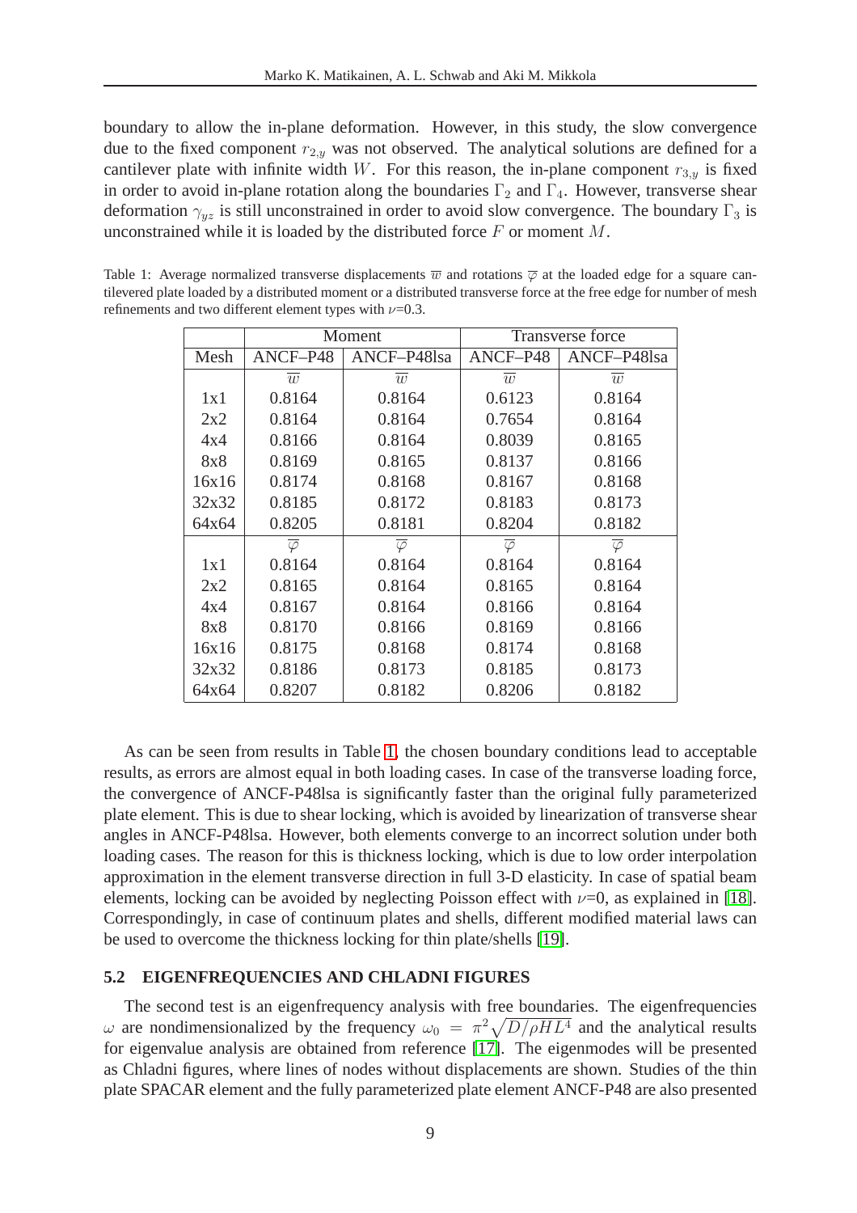boundary to allow the in-plane deformation. However, in this study, the slow convergence due to the fixed component $r_{2,y}$ was not observed. The analytical solutions are defined for a cantilever plate with infinite width $W$. For this reason, the in-plane component $r_{3,y}$ is fixed in order to avoid in-plane rotation along the boundaries $\Gamma_2$ and $\Gamma_4$. However, transverse shear deformation $\gamma_{yz}$ is still unconstrained in order to avoid slow convergence. The boundary $\Gamma_3$ is unconstrained while it is loaded by the distributed force $F$ or moment $M$.

Table 1: Average normalized transverse displacements $\overline{w}$ and rotations $\overline{\varphi}$ at the loaded edge for a square cantilevered plate loaded by a distributed moment or a distributed transverse force at the free edge for number of mesh refinements and two different element types with $\nu$=0.3.

| | Moment | | Transverse force | |
|---|---|---|---|---|
| Mesh | ANCF–P48 | ANCF–P48lsa | ANCF–P48 | ANCF–P48lsa |
| | $\overline{w}$ | $\overline{w}$ | $\overline{w}$ | $\overline{w}$ |
| 1x1 | 0.8164 | 0.8164 | 0.6123 | 0.8164 |
| 2x2 | 0.8164 | 0.8164 | 0.7654 | 0.8164 |
| 4x4 | 0.8166 | 0.8164 | 0.8039 | 0.8165 |
| 8x8 | 0.8169 | 0.8165 | 0.8137 | 0.8166 |
| 16x16 | 0.8174 | 0.8168 | 0.8167 | 0.8168 |
| 32x32 | 0.8185 | 0.8172 | 0.8183 | 0.8173 |
| 64x64 | 0.8205 | 0.8181 | 0.8204 | 0.8182 |
| | $\overline{\varphi}$ | $\overline{\varphi}$ | $\overline{\varphi}$ | $\overline{\varphi}$ |
| 1x1 | 0.8164 | 0.8164 | 0.8164 | 0.8164 |
| 2x2 | 0.8165 | 0.8164 | 0.8165 | 0.8164 |
| 4x4 | 0.8167 | 0.8164 | 0.8166 | 0.8164 |
| 8x8 | 0.8170 | 0.8166 | 0.8169 | 0.8166 |
| 16x16 | 0.8175 | 0.8168 | 0.8174 | 0.8168 |
| 32x32 | 0.8186 | 0.8173 | 0.8185 | 0.8173 |
| 64x64 | 0.8207 | 0.8182 | 0.8206 | 0.8182 |

As can be seen from results in Table 1, the chosen boundary conditions lead to acceptable results, as errors are almost equal in both loading cases. In case of the transverse loading force, the convergence of ANCF-P48lsa is significantly faster than the original fully parameterized plate element. This is due to shear locking, which is avoided by linearization of transverse shear angles in ANCF-P48lsa. However, both elements converge to an incorrect solution under both loading cases. The reason for this is thickness locking, which is due to low order interpolation approximation in the element transverse direction in full 3-D elasticity. In case of spatial beam elements, locking can be avoided by neglecting Poisson effect with $\nu$=0, as explained in [18]. Correspondingly, in case of continuum plates and shells, different modified material laws can be used to overcome the thickness locking for thin plate/shells [19].

### 5.2 EIGENFREQUENCIES AND CHLADNI FIGURES

The second test is an eigenfrequency analysis with free boundaries. The eigenfrequencies $\omega$ are nondimensionalized by the frequency $\omega_0 = \pi^2\sqrt{D/\rho H L^4}$ and the analytical results for eigenvalue analysis are obtained from reference [17]. The eigenmodes will be presented as Chladni figures, where lines of nodes without displacements are shown. Studies of the thin plate SPACAR element and the fully parameterized plate element ANCF-P48 are also presented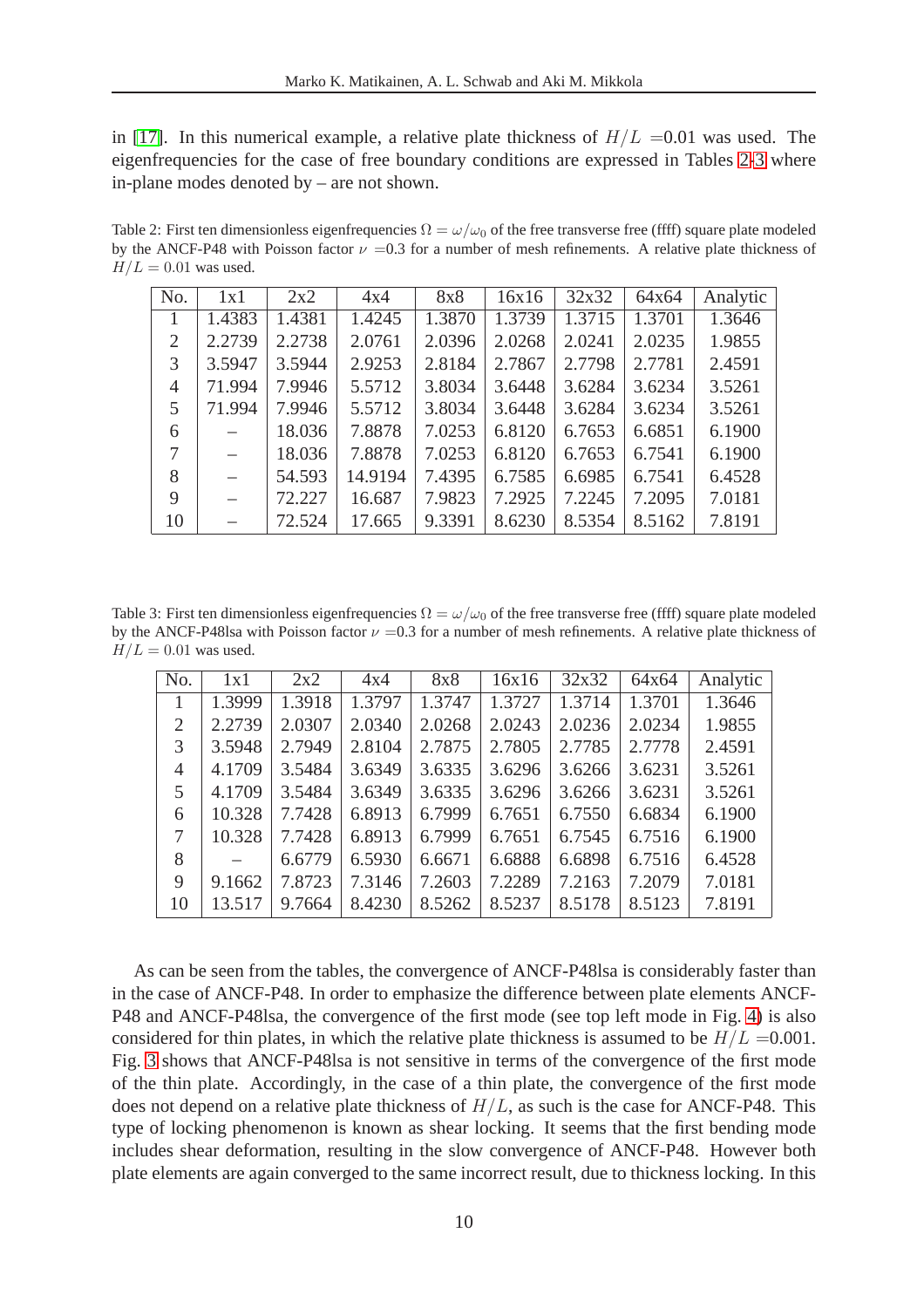in [17]. In this numerical example, a relative plate thickness of $H/L$ =0.01 was used. The eigenfrequencies for the case of free boundary conditions are expressed in Tables 2-3 where in-plane modes denoted by – are not shown.

Table 2: First ten dimensionless eigenfrequencies $\Omega = \omega/\omega_0$ of the free transverse free (ffff) square plate modeled by the ANCF-P48 with Poisson factor $\nu$ =0.3 for a number of mesh refinements. A relative plate thickness of $H/L = 0.01$ was used.

| No. | 1x1 | 2x2 | 4x4 | 8x8 | 16x16 | 32x32 | 64x64 | Analytic |
|---|---|---|---|---|---|---|---|---|
| 1 | 1.4383 | 1.4381 | 1.4245 | 1.3870 | 1.3739 | 1.3715 | 1.3701 | 1.3646 |
| 2 | 2.2739 | 2.2738 | 2.0761 | 2.0396 | 2.0268 | 2.0241 | 2.0235 | 1.9855 |
| 3 | 3.5947 | 3.5944 | 2.9253 | 2.8184 | 2.7867 | 2.7798 | 2.7781 | 2.4591 |
| 4 | 71.994 | 7.9946 | 5.5712 | 3.8034 | 3.6448 | 3.6284 | 3.6234 | 3.5261 |
| 5 | 71.994 | 7.9946 | 5.5712 | 3.8034 | 3.6448 | 3.6284 | 3.6234 | 3.5261 |
| 6 | – | 18.036 | 7.8878 | 7.0253 | 6.8120 | 6.7653 | 6.6851 | 6.1900 |
| 7 | – | 18.036 | 7.8878 | 7.0253 | 6.8120 | 6.7653 | 6.7541 | 6.1900 |
| 8 | – | 54.593 | 14.9194 | 7.4395 | 6.7585 | 6.6985 | 6.7541 | 6.4528 |
| 9 | – | 72.227 | 16.687 | 7.9823 | 7.2925 | 7.2245 | 7.2095 | 7.0181 |
| 10 | – | 72.524 | 17.665 | 9.3391 | 8.6230 | 8.5354 | 8.5162 | 7.8191 |

Table 3: First ten dimensionless eigenfrequencies $\Omega = \omega/\omega_0$ of the free transverse free (ffff) square plate modeled by the ANCF-P48lsa with Poisson factor $\nu$ =0.3 for a number of mesh refinements. A relative plate thickness of $H/L = 0.01$ was used.

| No. | 1x1 | 2x2 | 4x4 | 8x8 | 16x16 | 32x32 | 64x64 | Analytic |
|---|---|---|---|---|---|---|---|---|
| 1 | 1.3999 | 1.3918 | 1.3797 | 1.3747 | 1.3727 | 1.3714 | 1.3701 | 1.3646 |
| 2 | 2.2739 | 2.0307 | 2.0340 | 2.0268 | 2.0243 | 2.0236 | 2.0234 | 1.9855 |
| 3 | 3.5948 | 2.7949 | 2.8104 | 2.7875 | 2.7805 | 2.7785 | 2.7778 | 2.4591 |
| 4 | 4.1709 | 3.5484 | 3.6349 | 3.6335 | 3.6296 | 3.6266 | 3.6231 | 3.5261 |
| 5 | 4.1709 | 3.5484 | 3.6349 | 3.6335 | 3.6296 | 3.6266 | 3.6231 | 3.5261 |
| 6 | 10.328 | 7.7428 | 6.8913 | 6.7999 | 6.7651 | 6.7550 | 6.6834 | 6.1900 |
| 7 | 10.328 | 7.7428 | 6.8913 | 6.7999 | 6.7651 | 6.7545 | 6.7516 | 6.1900 |
| 8 | – | 6.6779 | 6.5930 | 6.6671 | 6.6888 | 6.6898 | 6.7516 | 6.4528 |
| 9 | 9.1662 | 7.8723 | 7.3146 | 7.2603 | 7.2289 | 7.2163 | 7.2079 | 7.0181 |
| 10 | 13.517 | 9.7664 | 8.4230 | 8.5262 | 8.5237 | 8.5178 | 8.5123 | 7.8191 |

As can be seen from the tables, the convergence of ANCF-P48lsa is considerably faster than in the case of ANCF-P48. In order to emphasize the difference between plate elements ANCF-P48 and ANCF-P48lsa, the convergence of the first mode (see top left mode in Fig. 4) is also considered for thin plates, in which the relative plate thickness is assumed to be $H/L$ =0.001. Fig. 3 shows that ANCF-P48lsa is not sensitive in terms of the convergence of the first mode of the thin plate. Accordingly, in the case of a thin plate, the convergence of the first mode does not depend on a relative plate thickness of $H/L$, as such is the case for ANCF-P48. This type of locking phenomenon is known as shear locking. It seems that the first bending mode includes shear deformation, resulting in the slow convergence of ANCF-P48. However both plate elements are again converged to the same incorrect result, due to thickness locking. In this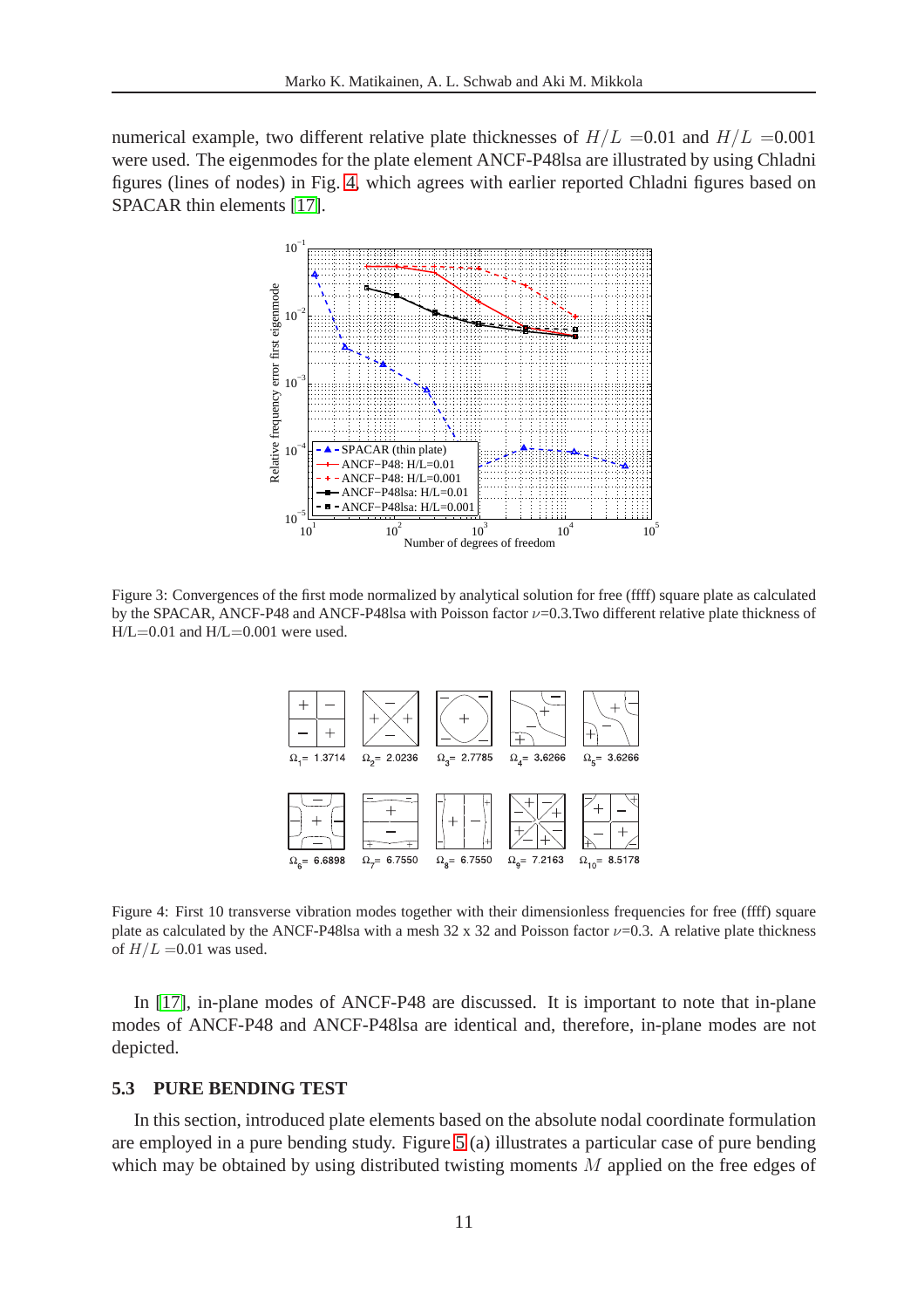numerical example, two different relative plate thicknesses of $H/L$ =0.01 and $H/L$ =0.001 were used. The eigenmodes for the plate element ANCF-P48lsa are illustrated by using Chladni figures (lines of nodes) in Fig. 4, which agrees with earlier reported Chladni figures based on SPACAR thin elements [17].

Figure 3: Convergences of the first mode normalized by analytical solution for free (ffff) square plate as calculated by the SPACAR, ANCF-P48 and ANCF-P48lsa with Poisson factor $\nu$=0.3.Two different relative plate thickness of H/L=0.01 and H/L=0.001 were used.

Figure 4: First 10 transverse vibration modes together with their dimensionless frequencies for free (ffff) square plate as calculated by the ANCF-P48lsa with a mesh 32 x 32 and Poisson factor $\nu$=0.3. A relative plate thickness of $H/L$ =0.01 was used.

In [17], in-plane modes of ANCF-P48 are discussed. It is important to note that in-plane modes of ANCF-P48 and ANCF-P48lsa are identical and, therefore, in-plane modes are not depicted.

### 5.3 PURE BENDING TEST

In this section, introduced plate elements based on the absolute nodal coordinate formulation are employed in a pure bending study. Figure 5 (a) illustrates a particular case of pure bending which may be obtained by using distributed twisting moments $M$ applied on the free edges of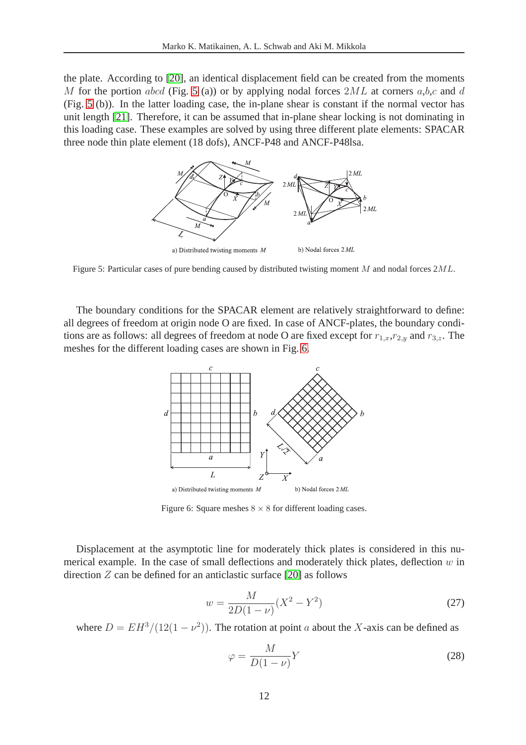the plate. According to [20], an identical displacement field can be created from the moments $M$ for the portion $abcd$ (Fig. 5 (a)) or by applying nodal forces $2ML$ at corners $a$,$b$,$c$ and $d$ (Fig. 5 (b)). In the latter loading case, the in-plane shear is constant if the normal vector has unit length [21]. Therefore, it can be assumed that in-plane shear locking is not dominating in this loading case. These examples are solved by using three different plate elements: SPACAR three node thin plate element (18 dofs), ANCF-P48 and ANCF-P48lsa.

a) Distributed twisting moments $M$ b) Nodal forces $2ML$

Figure 5: Particular cases of pure bending caused by distributed twisting moment $M$ and nodal forces $2ML$.

The boundary conditions for the SPACAR element are relatively straightforward to define: all degrees of freedom at origin node O are fixed. In case of ANCF-plates, the boundary conditions are as follows: all degrees of freedom at node O are fixed except for $r_{1,x}$,$r_{2,y}$ and $r_{3,z}$. The meshes for the different loading cases are shown in Fig. 6.

a) Distributed twisting moments $M$ b) Nodal forces $2ML$

Figure 6: Square meshes $8 \times 8$ for different loading cases.

Displacement at the asymptotic line for moderately thick plates is considered in this numerical example. In the case of small deflections and moderately thick plates, deflection $w$ in direction $Z$ can be defined for an anticlastic surface [20] as follows

$$w = \frac{M}{2D(1-\nu)}(X^2 - Y^2) \tag{27}$$

where $D = EH^3/(12(1-\nu^2))$. The rotation at point $a$ about the $X$-axis can be defined as

$$\varphi = \frac{M}{D(1-\nu)}Y \tag{28}$$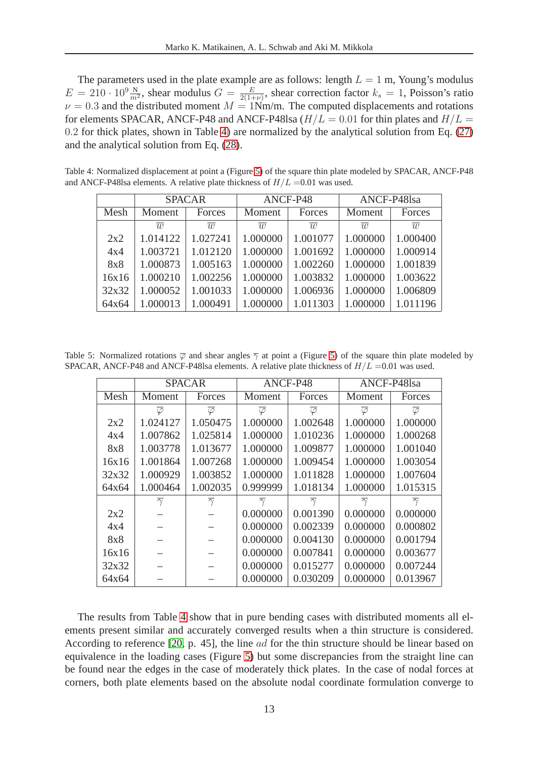The parameters used in the plate example are as follows: length $L = 1$ m, Young's modulus $E = 210 \cdot 10^9 \frac{\mathrm{N}}{m^2}$, shear modulus $G = \frac{E}{2(1+\nu)}$, shear correction factor $k_s = 1$, Poisson's ratio $\nu = 0.3$ and the distributed moment $M = 1$Nm/m. The computed displacements and rotations for elements SPACAR, ANCF-P48 and ANCF-P48lsa ($H/L = 0.01$ for thin plates and $H/L = 0.2$ for thick plates, shown in Table 4) are normalized by the analytical solution from Eq. (27) and the analytical solution from Eq. (28).

Table 4: Normalized displacement at point a (Figure 5) of the square thin plate modeled by SPACAR, ANCF-P48 and ANCF-P48lsa elements. A relative plate thickness of $H/L$ =0.01 was used.

| | SPACAR | | ANCF-P48 | | ANCF-P48lsa | |
|---|---|---|---|---|---|---|
| Mesh | Moment | Forces | Moment | Forces | Moment | Forces |
| | $\overline{w}$ | $\overline{w}$ | $\overline{w}$ | $\overline{w}$ | $\overline{w}$ | $\overline{w}$ |
| 2x2 | 1.014122 | 1.027241 | 1.000000 | 1.001077 | 1.000000 | 1.000400 |
| 4x4 | 1.003721 | 1.012120 | 1.000000 | 1.001692 | 1.000000 | 1.000914 |
| 8x8 | 1.000873 | 1.005163 | 1.000000 | 1.002260 | 1.000000 | 1.001839 |
| 16x16 | 1.000210 | 1.002256 | 1.000000 | 1.003832 | 1.000000 | 1.003622 |
| 32x32 | 1.000052 | 1.001033 | 1.000000 | 1.006936 | 1.000000 | 1.006809 |
| 64x64 | 1.000013 | 1.000491 | 1.000000 | 1.011303 | 1.000000 | 1.011196 |

Table 5: Normalized rotations $\overline{\varphi}$ and shear angles $\overline{\gamma}$ at point a (Figure 5) of the square thin plate modeled by SPACAR, ANCF-P48 and ANCF-P48lsa elements. A relative plate thickness of $H/L$ =0.01 was used.

| | SPACAR | | ANCF-P48 | | ANCF-P48lsa | |
|---|---|---|---|---|---|---|
| Mesh | Moment | Forces | Moment | Forces | Moment | Forces |
| | $\overline{\varphi}$ | $\overline{\varphi}$ | $\overline{\varphi}$ | $\overline{\varphi}$ | $\overline{\varphi}$ | $\overline{\varphi}$ |
| 2x2 | 1.024127 | 1.050475 | 1.000000 | 1.002648 | 1.000000 | 1.000000 |
| 4x4 | 1.007862 | 1.025814 | 1.000000 | 1.010236 | 1.000000 | 1.000268 |
| 8x8 | 1.003778 | 1.013677 | 1.000000 | 1.009877 | 1.000000 | 1.001040 |
| 16x16 | 1.001864 | 1.007268 | 1.000000 | 1.009454 | 1.000000 | 1.003054 |
| 32x32 | 1.000929 | 1.003852 | 1.000000 | 1.011828 | 1.000000 | 1.007604 |
| 64x64 | 1.000464 | 1.002035 | 0.999999 | 1.018134 | 1.000000 | 1.015315 |
| | $\overline{\gamma}$ | $\overline{\gamma}$ | $\overline{\gamma}$ | $\overline{\gamma}$ | $\overline{\gamma}$ | $\overline{\gamma}$ |
| 2x2 | – | – | 0.000000 | 0.001390 | 0.000000 | 0.000000 |
| 4x4 | – | – | 0.000000 | 0.002339 | 0.000000 | 0.000802 |
| 8x8 | – | – | 0.000000 | 0.004130 | 0.000000 | 0.001794 |
| 16x16 | – | – | 0.000000 | 0.007841 | 0.000000 | 0.003677 |
| 32x32 | – | – | 0.000000 | 0.015277 | 0.000000 | 0.007244 |
| 64x64 | – | – | 0.000000 | 0.030209 | 0.000000 | 0.013967 |

The results from Table 4 show that in pure bending cases with distributed moments all elements present similar and accurately converged results when a thin structure is considered. According to reference [20, p. 45], the line $ad$ for the thin structure should be linear based on equivalence in the loading cases (Figure 5) but some discrepancies from the straight line can be found near the edges in the case of moderately thick plates. In the case of nodal forces at corners, both plate elements based on the absolute nodal coordinate formulation converge to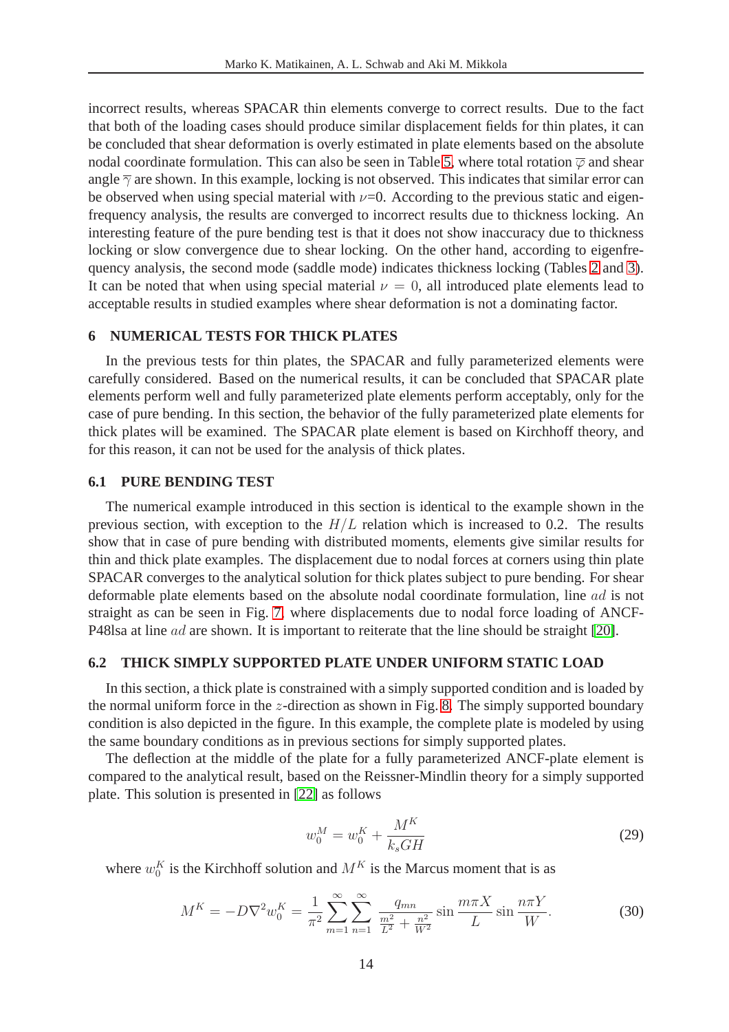incorrect results, whereas SPACAR thin elements converge to correct results. Due to the fact that both of the loading cases should produce similar displacement fields for thin plates, it can be concluded that shear deformation is overly estimated in plate elements based on the absolute nodal coordinate formulation. This can also be seen in Table 5, where total rotation $\overline{\varphi}$ and shear angle $\overline{\gamma}$ are shown. In this example, locking is not observed. This indicates that similar error can be observed when using special material with $\nu$=0. According to the previous static and eigenfrequency analysis, the results are converged to incorrect results due to thickness locking. An interesting feature of the pure bending test is that it does not show inaccuracy due to thickness locking or slow convergence due to shear locking. On the other hand, according to eigenfrequency analysis, the second mode (saddle mode) indicates thickness locking (Tables 2 and 3). It can be noted that when using special material $\nu = 0$, all introduced plate elements lead to acceptable results in studied examples where shear deformation is not a dominating factor.

## 6 NUMERICAL TESTS FOR THICK PLATES

In the previous tests for thin plates, the SPACAR and fully parameterized elements were carefully considered. Based on the numerical results, it can be concluded that SPACAR plate elements perform well and fully parameterized plate elements perform acceptably, only for the case of pure bending. In this section, the behavior of the fully parameterized plate elements for thick plates will be examined. The SPACAR plate element is based on Kirchhoff theory, and for this reason, it can not be used for the analysis of thick plates.

### 6.1 PURE BENDING TEST

The numerical example introduced in this section is identical to the example shown in the previous section, with exception to the $H/L$ relation which is increased to 0.2. The results show that in case of pure bending with distributed moments, elements give similar results for thin and thick plate examples. The displacement due to nodal forces at corners using thin plate SPACAR converges to the analytical solution for thick plates subject to pure bending. For shear deformable plate elements based on the absolute nodal coordinate formulation, line $ad$ is not straight as can be seen in Fig. 7, where displacements due to nodal force loading of ANCF-P48lsa at line $ad$ are shown. It is important to reiterate that the line should be straight [20].

### 6.2 THICK SIMPLY SUPPORTED PLATE UNDER UNIFORM STATIC LOAD

In this section, a thick plate is constrained with a simply supported condition and is loaded by the normal uniform force in the $z$-direction as shown in Fig. 8. The simply supported boundary condition is also depicted in the figure. In this example, the complete plate is modeled by using the same boundary conditions as in previous sections for simply supported plates.

The deflection at the middle of the plate for a fully parameterized ANCF-plate element is compared to the analytical result, based on the Reissner-Mindlin theory for a simply supported plate. This solution is presented in [22] as follows

$$w_0^M = w_0^K + \frac{M^K}{k_s G H} \tag{29}$$

where $w_0^K$ is the Kirchhoff solution and $M^K$ is the Marcus moment that is as

$$M^K = -D\nabla^2 w_0^K = \frac{1}{\pi^2} \sum_{m=1}^{\infty} \sum_{n=1}^{\infty} \frac{q_{mn}}{\frac{m^2}{L^2} + \frac{n^2}{W^2}} \sin\frac{m\pi X}{L} \sin\frac{n\pi Y}{W}. \tag{30}$$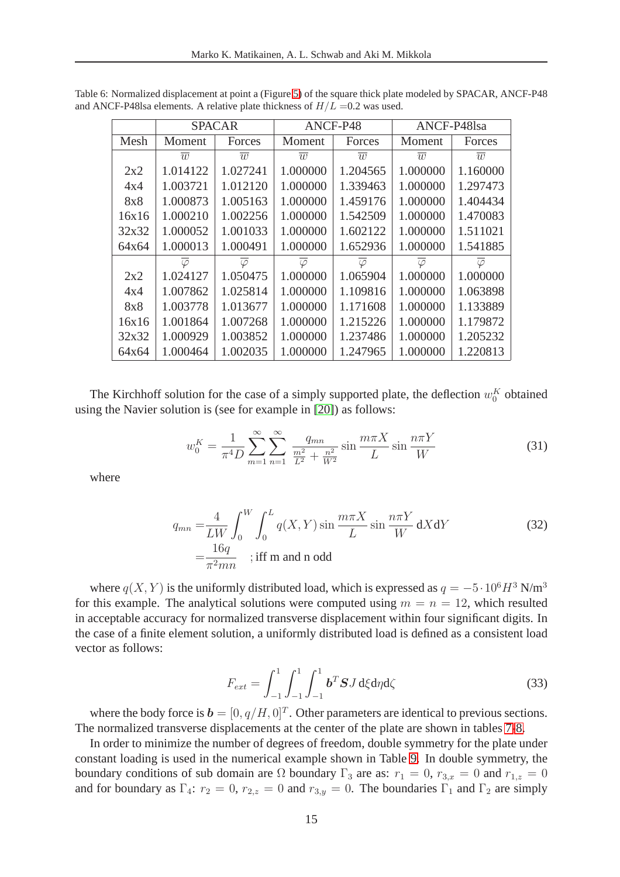Table 6: Normalized displacement at point a (Figure 5) of the square thick plate modeled by SPACAR, ANCF-P48 and ANCF-P48lsa elements. A relative plate thickness of $H/L$ =0.2 was used.

| | SPACAR | | ANCF-P48 | | ANCF-P48lsa | |
|---|---|---|---|---|---|---|
| Mesh | Moment | Forces | Moment | Forces | Moment | Forces |
| | $\overline{w}$ | $\overline{w}$ | $\overline{w}$ | $\overline{w}$ | $\overline{w}$ | $\overline{w}$ |
| 2x2 | 1.014122 | 1.027241 | 1.000000 | 1.204565 | 1.000000 | 1.160000 |
| 4x4 | 1.003721 | 1.012120 | 1.000000 | 1.339463 | 1.000000 | 1.297473 |
| 8x8 | 1.000873 | 1.005163 | 1.000000 | 1.459176 | 1.000000 | 1.404434 |
| 16x16 | 1.000210 | 1.002256 | 1.000000 | 1.542509 | 1.000000 | 1.470083 |
| 32x32 | 1.000052 | 1.001033 | 1.000000 | 1.602122 | 1.000000 | 1.511021 |
| 64x64 | 1.000013 | 1.000491 | 1.000000 | 1.652936 | 1.000000 | 1.541885 |
| | $\overline{\varphi}$ | $\overline{\varphi}$ | $\overline{\varphi}$ | $\overline{\varphi}$ | $\overline{\varphi}$ | $\overline{\varphi}$ |
| 2x2 | 1.024127 | 1.050475 | 1.000000 | 1.065904 | 1.000000 | 1.000000 |
| 4x4 | 1.007862 | 1.025814 | 1.000000 | 1.109816 | 1.000000 | 1.063898 |
| 8x8 | 1.003778 | 1.013677 | 1.000000 | 1.171608 | 1.000000 | 1.133889 |
| 16x16 | 1.001864 | 1.007268 | 1.000000 | 1.215226 | 1.000000 | 1.179872 |
| 32x32 | 1.000929 | 1.003852 | 1.000000 | 1.237486 | 1.000000 | 1.205232 |
| 64x64 | 1.000464 | 1.002035 | 1.000000 | 1.247965 | 1.000000 | 1.220813 |

The Kirchhoff solution for the case of a simply supported plate, the deflection $w_0^K$ obtained using the Navier solution is (see for example in [20]) as follows:

$$w_0^K = \frac{1}{\pi^4 D} \sum_{m=1}^{\infty} \sum_{n=1}^{\infty} \frac{q_{mn}}{\frac{m^2}{L^2} + \frac{n^2}{W^2}} \sin \frac{m\pi X}{L} \sin \frac{n\pi Y}{W} \tag{31}$$

where

$$\begin{aligned} q_{mn} =& \frac{4}{LW} \int_0^W \int_0^L q(X,Y) \sin \frac{m\pi X}{L} \sin \frac{n\pi Y}{W} \, \mathrm{d}X \mathrm{d}Y \\ =& \frac{16q}{\pi^2 mn} \quad \text{; iff m and n odd} \end{aligned} \tag{32}$$

where $q(X,Y)$ is the uniformly distributed load, which is expressed as $q = -5 \cdot 10^6 H^3$ N/m$^3$ for this example. The analytical solutions were computed using $m = n = 12$, which resulted in acceptable accuracy for normalized transverse displacement within four significant digits. In the case of a finite element solution, a uniformly distributed load is defined as a consistent load vector as follows:

$$F_{ext} = \int_{-1}^{1} \int_{-1}^{1} \int_{-1}^{1} \boldsymbol{b}^T \boldsymbol{S} J \, \mathrm{d}\xi \mathrm{d}\eta \mathrm{d}\zeta \tag{33}$$

where the body force is $\boldsymbol{b} = [0, q/H, 0]^T$. Other parameters are identical to previous sections. The normalized transverse displacements at the center of the plate are shown in tables 7-8.

In order to minimize the number of degrees of freedom, double symmetry for the plate under constant loading is used in the numerical example shown in Table 9. In double symmetry, the boundary conditions of sub domain are $\Omega$ boundary $\Gamma_3$ are as: $r_1 = 0$, $r_{3,x} = 0$ and $r_{1,z} = 0$ and for boundary as $\Gamma_4$: $r_2 = 0$, $r_{2,z} = 0$ and $r_{3,y} = 0$. The boundaries $\Gamma_1$ and $\Gamma_2$ are simply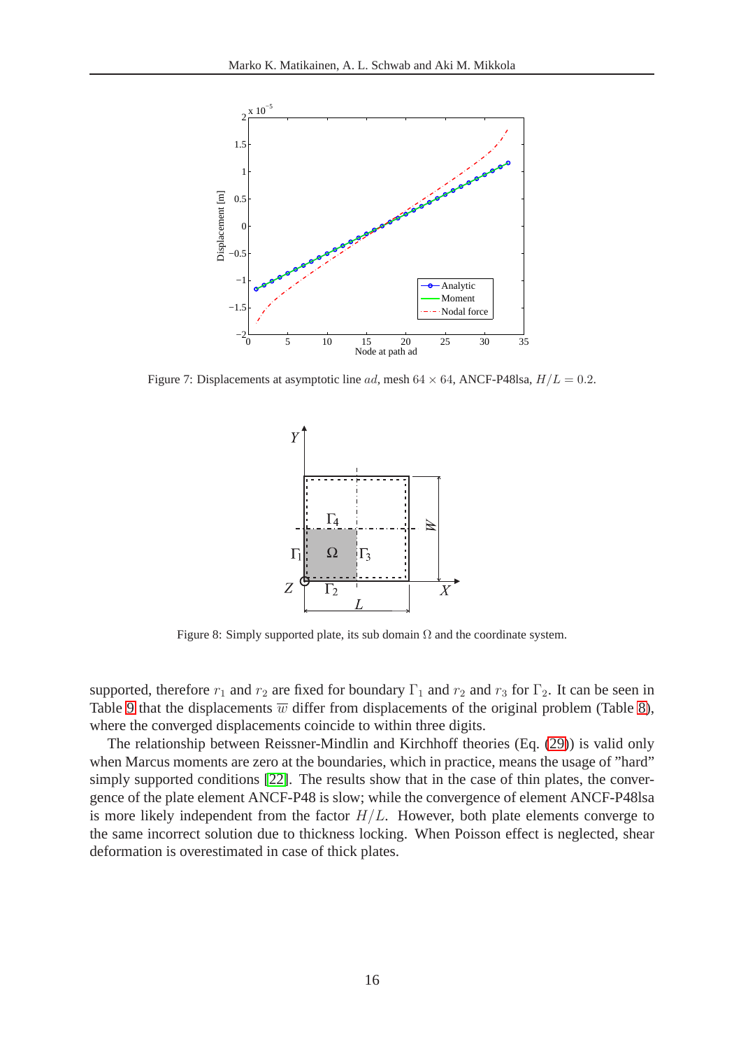Figure 7: Displacements at asymptotic line $ad$, mesh $64 \times 64$, ANCF-P48lsa, $H/L = 0.2$.

Figure 8: Simply supported plate, its sub domain $\Omega$ and the coordinate system.

supported, therefore $r_1$ and $r_2$ are fixed for boundary $\Gamma_1$ and $r_2$ and $r_3$ for $\Gamma_2$. It can be seen in Table 9 that the displacements $\overline{w}$ differ from displacements of the original problem (Table 8), where the converged displacements coincide to within three digits.

The relationship between Reissner-Mindlin and Kirchhoff theories (Eq. (29)) is valid only when Marcus moments are zero at the boundaries, which in practice, means the usage of "hard" simply supported conditions [22]. The results show that in the case of thin plates, the convergence of the plate element ANCF-P48 is slow; while the convergence of element ANCF-P48lsa is more likely independent from the factor $H/L$. However, both plate elements converge to the same incorrect solution due to thickness locking. When Poisson effect is neglected, shear deformation is overestimated in case of thick plates.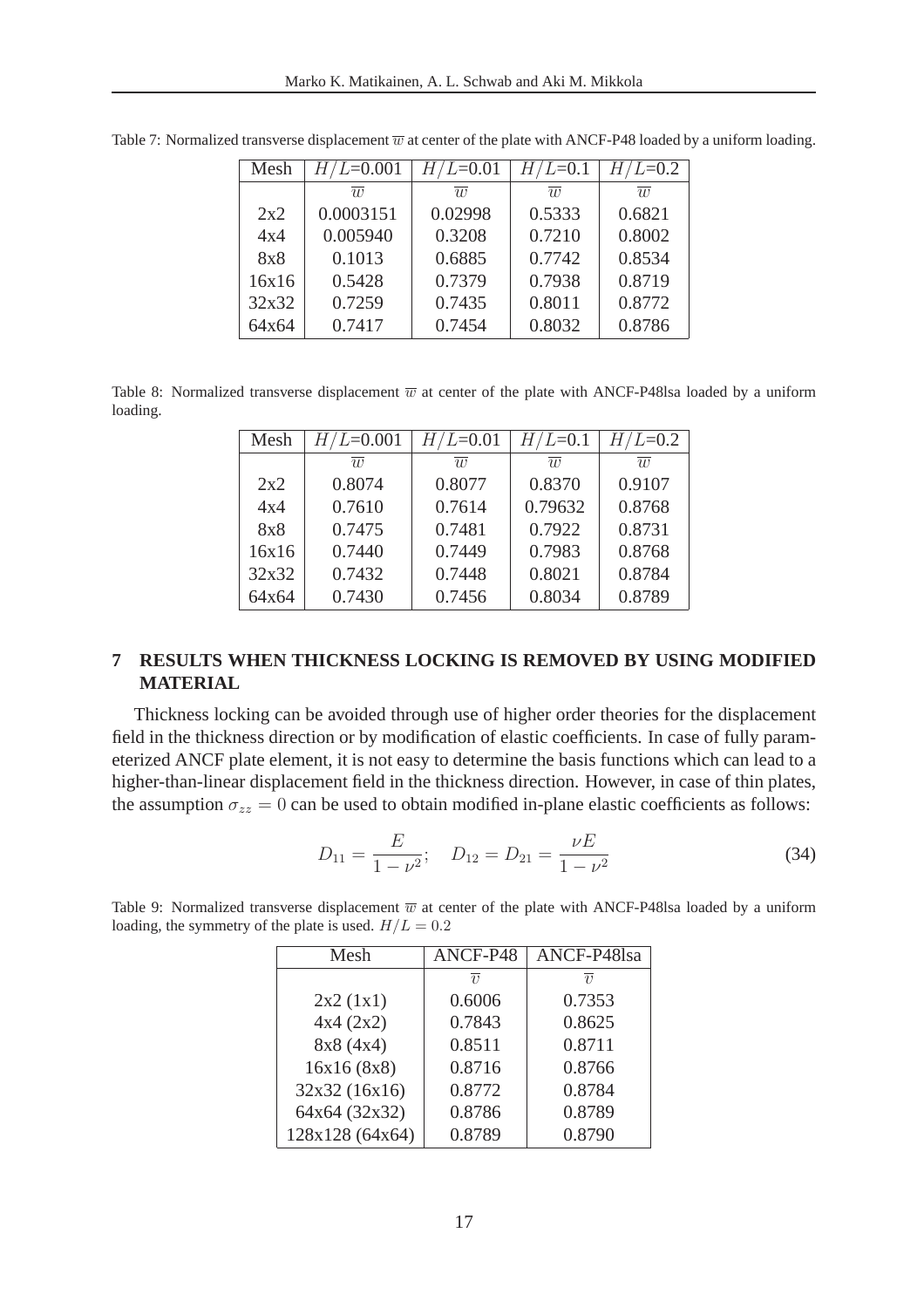Table 7: Normalized transverse displacement $\overline{w}$ at center of the plate with ANCF-P48 loaded by a uniform loading.

| Mesh | $H/L$=0.001 | $H/L$=0.01 | $H/L$=0.1 | $H/L$=0.2 |
|---|---|---|---|---|
| | $\overline{w}$ | $\overline{w}$ | $\overline{w}$ | $\overline{w}$ |
| 2x2 | 0.0003151 | 0.02998 | 0.5333 | 0.6821 |
| 4x4 | 0.005940 | 0.3208 | 0.7210 | 0.8002 |
| 8x8 | 0.1013 | 0.6885 | 0.7742 | 0.8534 |
| 16x16 | 0.5428 | 0.7379 | 0.7938 | 0.8719 |
| 32x32 | 0.7259 | 0.7435 | 0.8011 | 0.8772 |
| 64x64 | 0.7417 | 0.7454 | 0.8032 | 0.8786 |

Table 8: Normalized transverse displacement $\overline{w}$ at center of the plate with ANCF-P48lsa loaded by a uniform loading.

| Mesh | $H/L$=0.001 | $H/L$=0.01 | $H/L$=0.1 | $H/L$=0.2 |
|---|---|---|---|---|
| | $\overline{w}$ | $\overline{w}$ | $\overline{w}$ | $\overline{w}$ |
| 2x2 | 0.8074 | 0.8077 | 0.8370 | 0.9107 |
| 4x4 | 0.7610 | 0.7614 | 0.79632 | 0.8768 |
| 8x8 | 0.7475 | 0.7481 | 0.7922 | 0.8731 |
| 16x16 | 0.7440 | 0.7449 | 0.7983 | 0.8768 |
| 32x32 | 0.7432 | 0.7448 | 0.8021 | 0.8784 |
| 64x64 | 0.7430 | 0.7456 | 0.8034 | 0.8789 |

## 7 RESULTS WHEN THICKNESS LOCKING IS REMOVED BY USING MODIFIED MATERIAL

Thickness locking can be avoided through use of higher order theories for the displacement field in the thickness direction or by modification of elastic coefficients. In case of fully parameterized ANCF plate element, it is not easy to determine the basis functions which can lead to a higher-than-linear displacement field in the thickness direction. However, in case of thin plates, the assumption $\sigma_{zz} = 0$ can be used to obtain modified in-plane elastic coefficients as follows:

$$D_{11} = \frac{E}{1-\nu^2}; \quad D_{12} = D_{21} = \frac{\nu E}{1-\nu^2} \tag{34}$$

Table 9: Normalized transverse displacement $\overline{w}$ at center of the plate with ANCF-P48lsa loaded by a uniform loading, the symmetry of the plate is used. $H/L = 0.2$

| Mesh | ANCF-P48 | ANCF-P48lsa |
|---|---|---|
| | $\overline{v}$ | $\overline{v}$ |
| 2x2 (1x1) | 0.6006 | 0.7353 |
| 4x4 (2x2) | 0.7843 | 0.8625 |
| 8x8 (4x4) | 0.8511 | 0.8711 |
| 16x16 (8x8) | 0.8716 | 0.8766 |
| 32x32 (16x16) | 0.8772 | 0.8784 |
| 64x64 (32x32) | 0.8786 | 0.8789 |
| 128x128 (64x64) | 0.8789 | 0.8790 |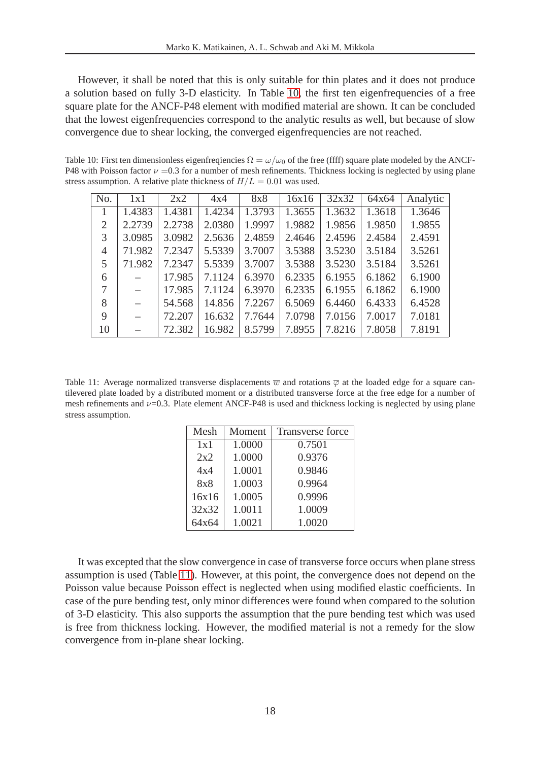However, it shall be noted that this is only suitable for thin plates and it does not produce a solution based on fully 3-D elasticity. In Table 10, the first ten eigenfrequencies of a free square plate for the ANCF-P48 element with modified material are shown. It can be concluded that the lowest eigenfrequencies correspond to the analytic results as well, but because of slow convergence due to shear locking, the converged eigenfrequencies are not reached.

Table 10: First ten dimensionless eigenfreqiencies $\Omega = \omega/\omega_0$ of the free (ffff) square plate modeled by the ANCF-P48 with Poisson factor $\nu$ =0.3 for a number of mesh refinements. Thickness locking is neglected by using plane stress assumption. A relative plate thickness of $H/L = 0.01$ was used.

| No. | 1x1 | 2x2 | 4x4 | 8x8 | 16x16 | 32x32 | 64x64 | Analytic |
|---|---|---|---|---|---|---|---|---|
| 1 | 1.4383 | 1.4381 | 1.4234 | 1.3793 | 1.3655 | 1.3632 | 1.3618 | 1.3646 |
| 2 | 2.2739 | 2.2738 | 2.0380 | 1.9997 | 1.9882 | 1.9856 | 1.9850 | 1.9855 |
| 3 | 3.0985 | 3.0982 | 2.5636 | 2.4859 | 2.4646 | 2.4596 | 2.4584 | 2.4591 |
| 4 | 71.982 | 7.2347 | 5.5339 | 3.7007 | 3.5388 | 3.5230 | 3.5184 | 3.5261 |
| 5 | 71.982 | 7.2347 | 5.5339 | 3.7007 | 3.5388 | 3.5230 | 3.5184 | 3.5261 |
| 6 | – | 17.985 | 7.1124 | 6.3970 | 6.2335 | 6.1955 | 6.1862 | 6.1900 |
| 7 | – | 17.985 | 7.1124 | 6.3970 | 6.2335 | 6.1955 | 6.1862 | 6.1900 |
| 8 | – | 54.568 | 14.856 | 7.2267 | 6.5069 | 6.4460 | 6.4333 | 6.4528 |
| 9 | – | 72.207 | 16.632 | 7.7644 | 7.0798 | 7.0156 | 7.0017 | 7.0181 |
| 10 | – | 72.382 | 16.982 | 8.5799 | 7.8955 | 7.8216 | 7.8058 | 7.8191 |

Table 11: Average normalized transverse displacements $\overline{w}$ and rotations $\overline{\varphi}$ at the loaded edge for a square cantilevered plate loaded by a distributed moment or a distributed transverse force at the free edge for a number of mesh refinements and $\nu$=0.3. Plate element ANCF-P48 is used and thickness locking is neglected by using plane stress assumption.

| Mesh | Moment | Transverse force |
|---|---|---|
| 1x1 | 1.0000 | 0.7501 |
| 2x2 | 1.0000 | 0.9376 |
| 4x4 | 1.0001 | 0.9846 |
| 8x8 | 1.0003 | 0.9964 |
| 16x16 | 1.0005 | 0.9996 |
| 32x32 | 1.0011 | 1.0009 |
| 64x64 | 1.0021 | 1.0020 |

It was excepted that the slow convergence in case of transverse force occurs when plane stress assumption is used (Table 11). However, at this point, the convergence does not depend on the Poisson value because Poisson effect is neglected when using modified elastic coefficients. In case of the pure bending test, only minor differences were found when compared to the solution of 3-D elasticity. This also supports the assumption that the pure bending test which was used is free from thickness locking. However, the modified material is not a remedy for the slow convergence from in-plane shear locking.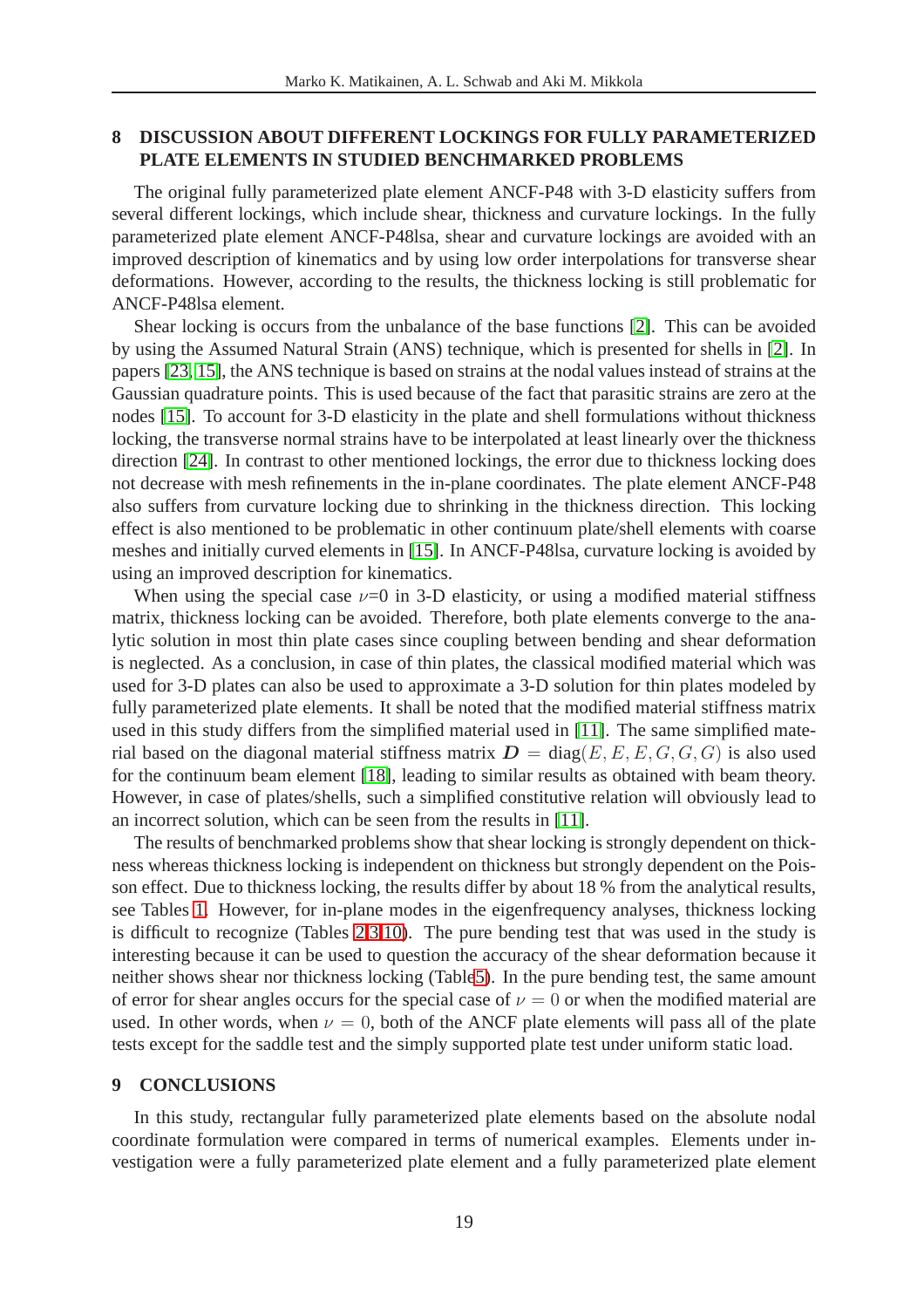## 8 DISCUSSION ABOUT DIFFERENT LOCKINGS FOR FULLY PARAMETERIZED PLATE ELEMENTS IN STUDIED BENCHMARKED PROBLEMS

The original fully parameterized plate element ANCF-P48 with 3-D elasticity suffers from several different lockings, which include shear, thickness and curvature lockings. In the fully parameterized plate element ANCF-P48lsa, shear and curvature lockings are avoided with an improved description of kinematics and by using low order interpolations for transverse shear deformations. However, according to the results, the thickness locking is still problematic for ANCF-P48lsa element.

Shear locking is occurs from the unbalance of the base functions [2]. This can be avoided by using the Assumed Natural Strain (ANS) technique, which is presented for shells in [2]. In papers [23, 15], the ANS technique is based on strains at the nodal values instead of strains at the Gaussian quadrature points. This is used because of the fact that parasitic strains are zero at the nodes [15]. To account for 3-D elasticity in the plate and shell formulations without thickness locking, the transverse normal strains have to be interpolated at least linearly over the thickness direction [24]. In contrast to other mentioned lockings, the error due to thickness locking does not decrease with mesh refinements in the in-plane coordinates. The plate element ANCF-P48 also suffers from curvature locking due to shrinking in the thickness direction. This locking effect is also mentioned to be problematic in other continuum plate/shell elements with coarse meshes and initially curved elements in [15]. In ANCF-P48lsa, curvature locking is avoided by using an improved description for kinematics.

When using the special case $\nu$=0 in 3-D elasticity, or using a modified material stiffness matrix, thickness locking can be avoided. Therefore, both plate elements converge to the analytic solution in most thin plate cases since coupling between bending and shear deformation is neglected. As a conclusion, in case of thin plates, the classical modified material which was used for 3-D plates can also be used to approximate a 3-D solution for thin plates modeled by fully parameterized plate elements. It shall be noted that the modified material stiffness matrix used in this study differs from the simplified material used in [11]. The same simplified material based on the diagonal material stiffness matrix $\boldsymbol{D} = \text{diag}(E, E, E, G, G, G)$ is also used for the continuum beam element [18], leading to similar results as obtained with beam theory. However, in case of plates/shells, such a simplified constitutive relation will obviously lead to an incorrect solution, which can be seen from the results in [11].

The results of benchmarked problems show that shear locking is strongly dependent on thickness whereas thickness locking is independent on thickness but strongly dependent on the Poisson effect. Due to thickness locking, the results differ by about 18 % from the analytical results, see Tables 1. However, for in-plane modes in the eigenfrequency analyses, thickness locking is difficult to recognize (Tables 2,3,10). The pure bending test that was used in the study is interesting because it can be used to question the accuracy of the shear deformation because it neither shows shear nor thickness locking (Table5). In the pure bending test, the same amount of error for shear angles occurs for the special case of $\nu = 0$ or when the modified material are used. In other words, when $\nu = 0$, both of the ANCF plate elements will pass all of the plate tests except for the saddle test and the simply supported plate test under uniform static load.

## 9 CONCLUSIONS

In this study, rectangular fully parameterized plate elements based on the absolute nodal coordinate formulation were compared in terms of numerical examples. Elements under investigation were a fully parameterized plate element and a fully parameterized plate element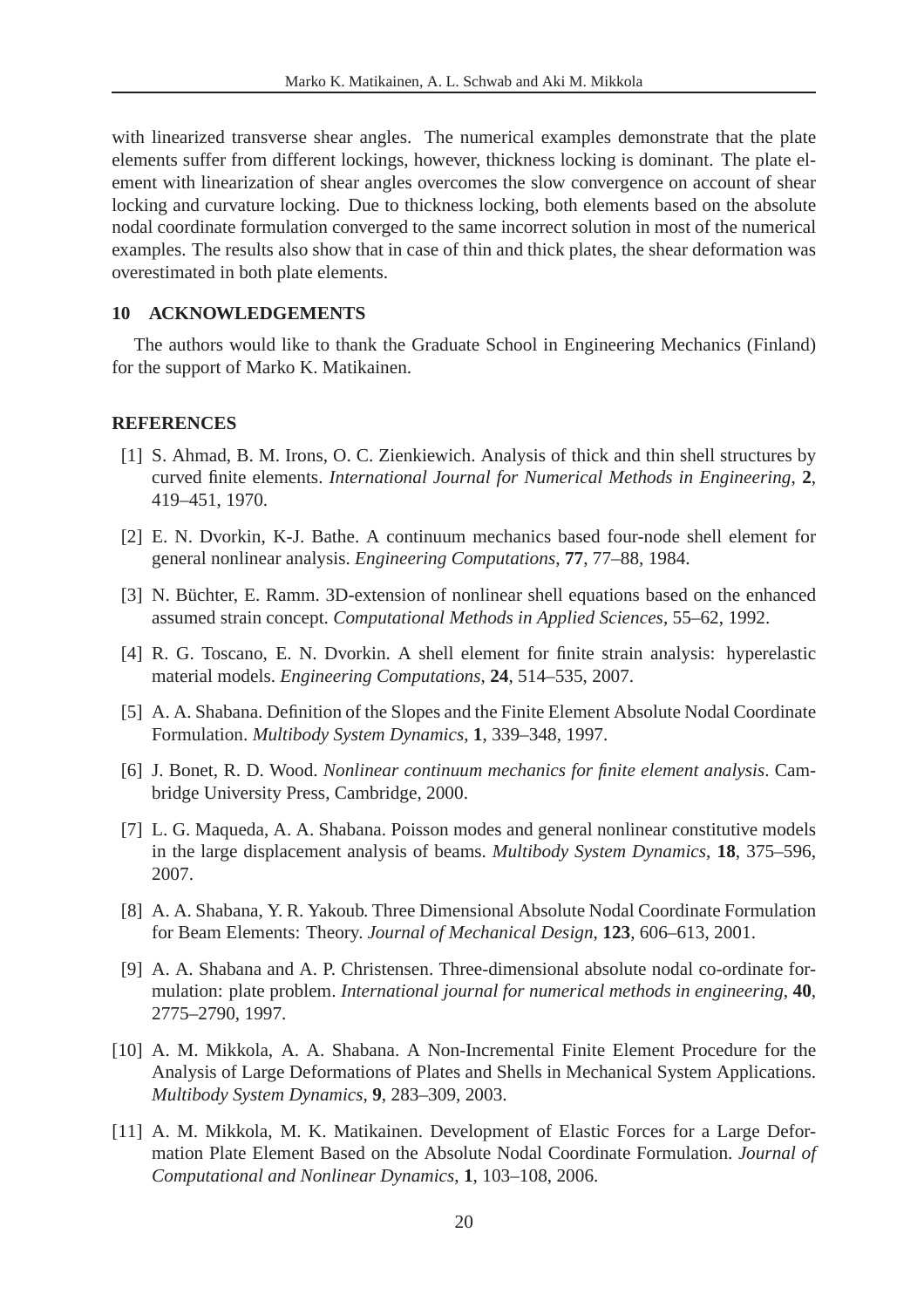with linearized transverse shear angles. The numerical examples demonstrate that the plate elements suffer from different lockings, however, thickness locking is dominant. The plate element with linearization of shear angles overcomes the slow convergence on account of shear locking and curvature locking. Due to thickness locking, both elements based on the absolute nodal coordinate formulation converged to the same incorrect solution in most of the numerical examples. The results also show that in case of thin and thick plates, the shear deformation was overestimated in both plate elements.

## 10 ACKNOWLEDGEMENTS

The authors would like to thank the Graduate School in Engineering Mechanics (Finland) for the support of Marko K. Matikainen.

## REFERENCES

[1] S. Ahmad, B. M. Irons, O. C. Zienkiewich. Analysis of thick and thin shell structures by curved finite elements. *International Journal for Numerical Methods in Engineering*, **2**, 419–451, 1970.

[2] E. N. Dvorkin, K-J. Bathe. A continuum mechanics based four-node shell element for general nonlinear analysis. *Engineering Computations*, **77**, 77–88, 1984.

[3] N. Büchter, E. Ramm. 3D-extension of nonlinear shell equations based on the enhanced assumed strain concept. *Computational Methods in Applied Sciences*, 55–62, 1992.

[4] R. G. Toscano, E. N. Dvorkin. A shell element for finite strain analysis: hyperelastic material models. *Engineering Computations*, **24**, 514–535, 2007.

[5] A. A. Shabana. Definition of the Slopes and the Finite Element Absolute Nodal Coordinate Formulation. *Multibody System Dynamics*, **1**, 339–348, 1997.

[6] J. Bonet, R. D. Wood. *Nonlinear continuum mechanics for finite element analysis*. Cambridge University Press, Cambridge, 2000.

[7] L. G. Maqueda, A. A. Shabana. Poisson modes and general nonlinear constitutive models in the large displacement analysis of beams. *Multibody System Dynamics*, **18**, 375–596, 2007.

[8] A. A. Shabana, Y. R. Yakoub. Three Dimensional Absolute Nodal Coordinate Formulation for Beam Elements: Theory. *Journal of Mechanical Design*, **123**, 606–613, 2001.

[9] A. A. Shabana and A. P. Christensen. Three-dimensional absolute nodal co-ordinate formulation: plate problem. *International journal for numerical methods in engineering*, **40**, 2775–2790, 1997.

[10] A. M. Mikkola, A. A. Shabana. A Non-Incremental Finite Element Procedure for the Analysis of Large Deformations of Plates and Shells in Mechanical System Applications. *Multibody System Dynamics*, **9**, 283–309, 2003.

[11] A. M. Mikkola, M. K. Matikainen. Development of Elastic Forces for a Large Deformation Plate Element Based on the Absolute Nodal Coordinate Formulation. *Journal of Computational and Nonlinear Dynamics*, **1**, 103–108, 2006.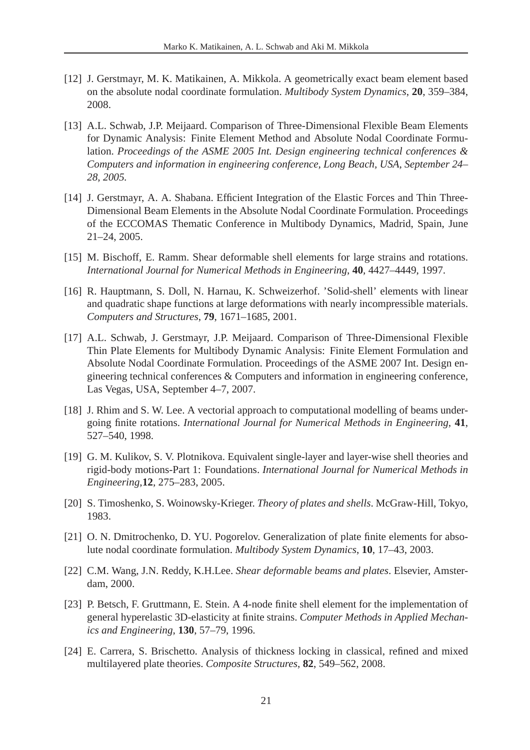[12] J. Gerstmayr, M. K. Matikainen, A. Mikkola. A geometrically exact beam element based on the absolute nodal coordinate formulation. *Multibody System Dynamics*, **20**, 359–384, 2008.

[13] A.L. Schwab, J.P. Meijaard. Comparison of Three-Dimensional Flexible Beam Elements for Dynamic Analysis: Finite Element Method and Absolute Nodal Coordinate Formulation. *Proceedings of the ASME 2005 Int. Design engineering technical conferences & Computers and information in engineering conference, Long Beach, USA, September 24–28, 2005.*

[14] J. Gerstmayr, A. A. Shabana. Efficient Integration of the Elastic Forces and Thin Three-Dimensional Beam Elements in the Absolute Nodal Coordinate Formulation. Proceedings of the ECCOMAS Thematic Conference in Multibody Dynamics, Madrid, Spain, June 21–24, 2005.

[15] M. Bischoff, E. Ramm. Shear deformable shell elements for large strains and rotations. *International Journal for Numerical Methods in Engineering*, **40**, 4427–4449, 1997.

[16] R. Hauptmann, S. Doll, N. Harnau, K. Schweizerhof. 'Solid-shell' elements with linear and quadratic shape functions at large deformations with nearly incompressible materials. *Computers and Structures*, **79**, 1671–1685, 2001.

[17] A.L. Schwab, J. Gerstmayr, J.P. Meijaard. Comparison of Three-Dimensional Flexible Thin Plate Elements for Multibody Dynamic Analysis: Finite Element Formulation and Absolute Nodal Coordinate Formulation. Proceedings of the ASME 2007 Int. Design engineering technical conferences & Computers and information in engineering conference, Las Vegas, USA, September 4–7, 2007.

[18] J. Rhim and S. W. Lee. A vectorial approach to computational modelling of beams undergoing finite rotations. *International Journal for Numerical Methods in Engineering*, **41**, 527–540, 1998.

[19] G. M. Kulikov, S. V. Plotnikova. Equivalent single-layer and layer-wise shell theories and rigid-body motions-Part 1: Foundations. *International Journal for Numerical Methods in Engineering*,**12**, 275–283, 2005.

[20] S. Timoshenko, S. Woinowsky-Krieger. *Theory of plates and shells*. McGraw-Hill, Tokyo, 1983.

[21] O. N. Dmitrochenko, D. YU. Pogorelov. Generalization of plate finite elements for absolute nodal coordinate formulation. *Multibody System Dynamics*, **10**, 17–43, 2003.

[22] C.M. Wang, J.N. Reddy, K.H.Lee. *Shear deformable beams and plates*. Elsevier, Amsterdam, 2000.

[23] P. Betsch, F. Gruttmann, E. Stein. A 4-node finite shell element for the implementation of general hyperelastic 3D-elasticity at finite strains. *Computer Methods in Applied Mechanics and Engineering*, **130**, 57–79, 1996.

[24] E. Carrera, S. Brischetto. Analysis of thickness locking in classical, refined and mixed multilayered plate theories. *Composite Structures*, **82**, 549–562, 2008.